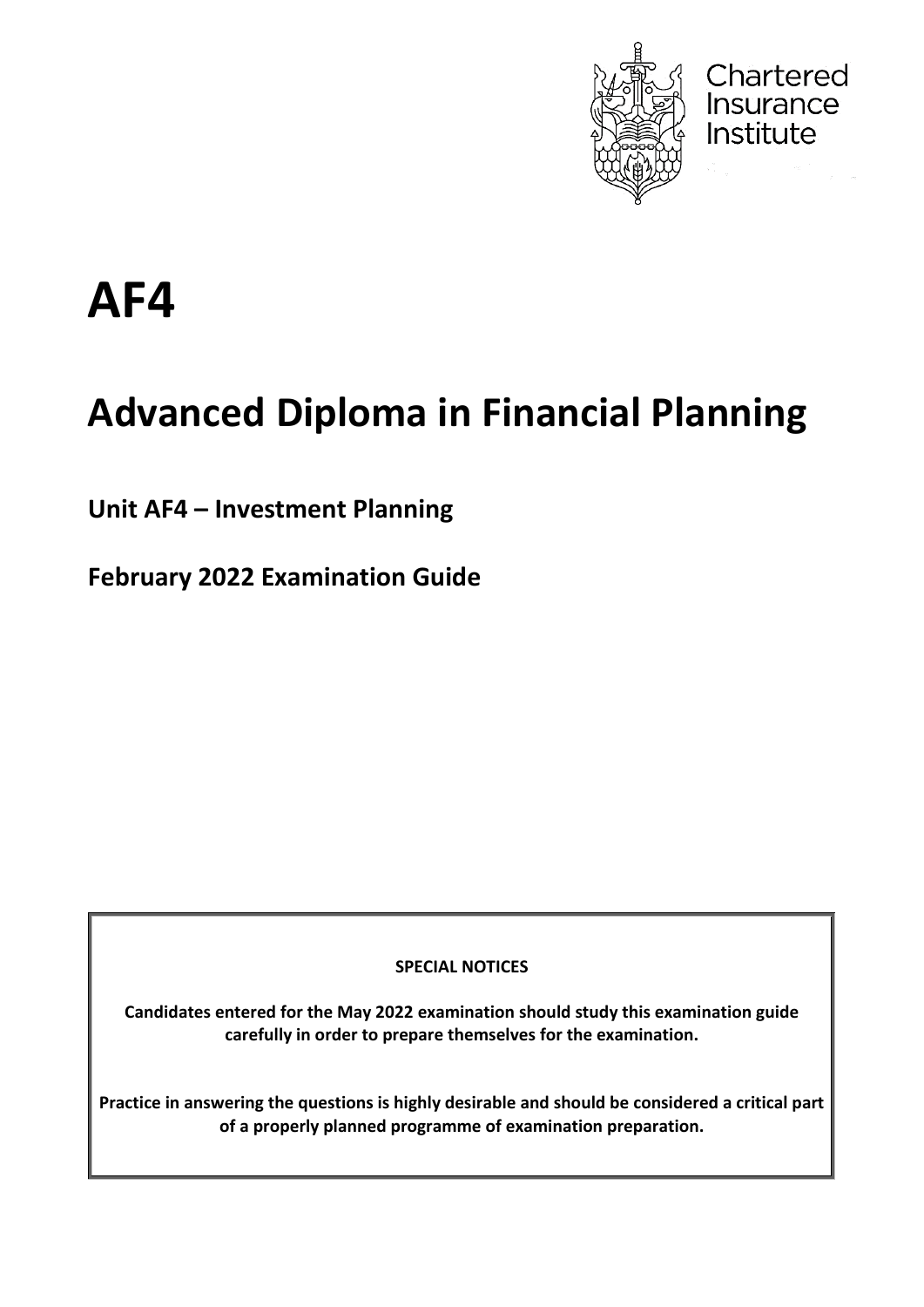Chartered Insurance Institute

# AF4

# Advanced Diploma in Financial Planning

## Unit AF4 – Investment Planning

## February 2022 Examination Guide

**SPECIAL NOTICES**

**Candidates entered for the May 2022 examination should study this examination guide carefully in order to prepare themselves for the examination.**

**Practice in answering the questions is highly desirable and should be considered a critical part of a properly planned programme of examination preparation.**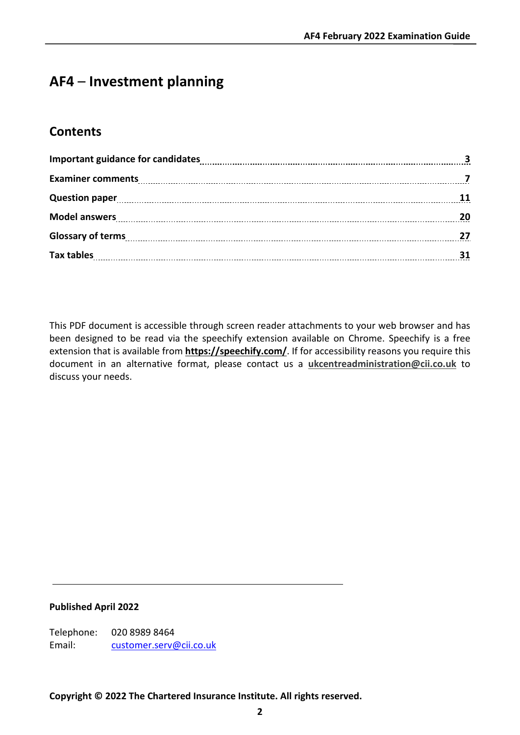# AF4 – Investment planning

## Contents

| | |
|---|---|
| **Important guidance for candidates** | **3** |
| **Examiner comments** | **7** |
| **Question paper** | **11** |
| **Model answers** | **20** |
| **Glossary of terms** | **27** |
| **Tax tables** | **31** |

This PDF document is accessible through screen reader attachments to your web browser and has been designed to be read via the speechify extension available on Chrome. Speechify is a free extension that is available from **https://speechify.com/**. If for accessibility reasons you require this document in an alternative format, please contact us a **ukcentreadministration@cii.co.uk** to discuss your needs.

**Published April 2022**

Telephone: 020 8989 8464
Email: customer.serv@cii.co.uk

**Copyright © 2022 The Chartered Insurance Institute. All rights reserved.**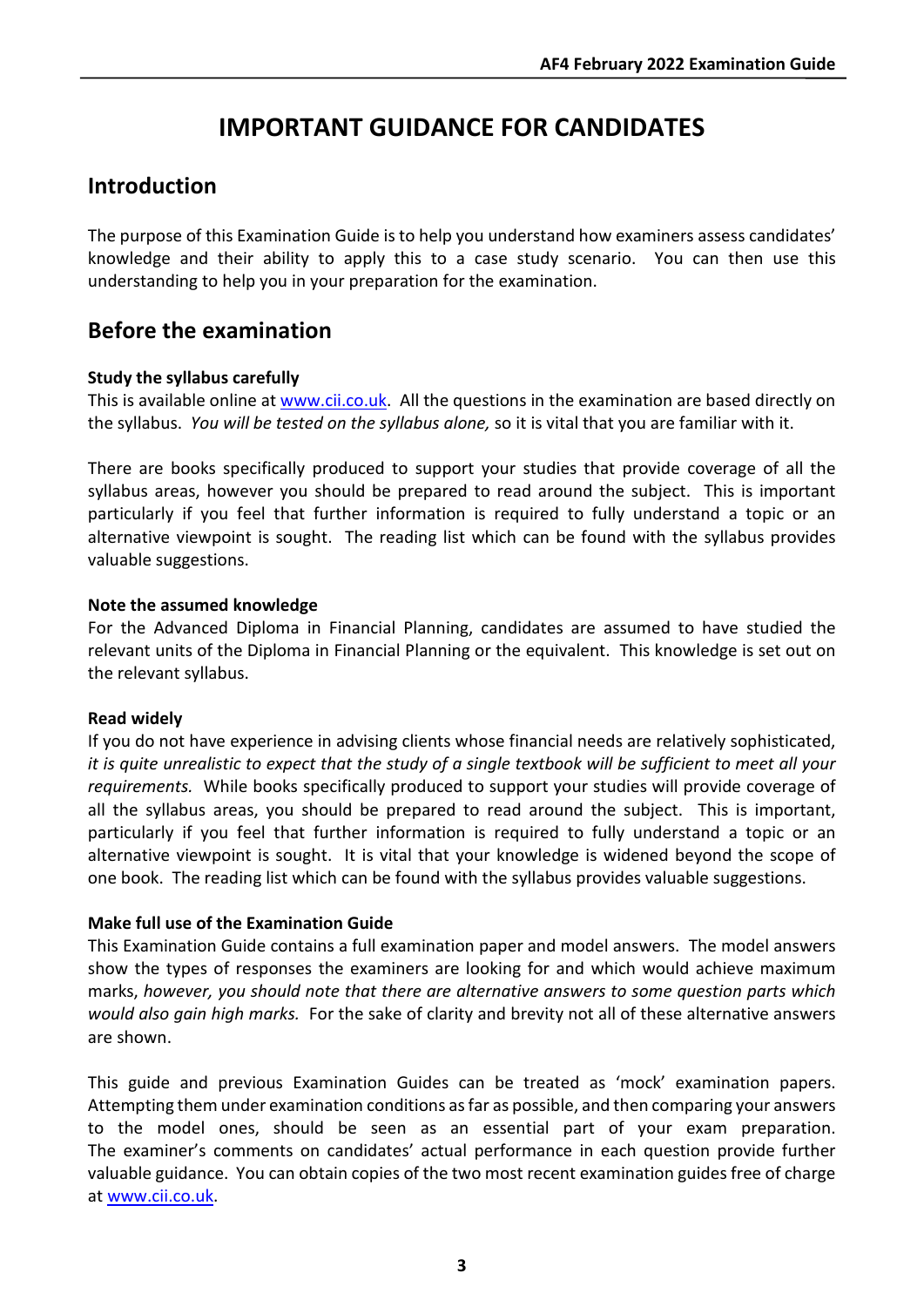# IMPORTANT GUIDANCE FOR CANDIDATES

## Introduction

The purpose of this Examination Guide is to help you understand how examiners assess candidates' knowledge and their ability to apply this to a case study scenario. You can then use this understanding to help you in your preparation for the examination.

## Before the examination

**Study the syllabus carefully**

This is available online at [www.cii.co.uk](www.cii.co.uk). All the questions in the examination are based directly on the syllabus. *You will be tested on the syllabus alone,* so it is vital that you are familiar with it.

There are books specifically produced to support your studies that provide coverage of all the syllabus areas, however you should be prepared to read around the subject. This is important particularly if you feel that further information is required to fully understand a topic or an alternative viewpoint is sought. The reading list which can be found with the syllabus provides valuable suggestions.

**Note the assumed knowledge**

For the Advanced Diploma in Financial Planning, candidates are assumed to have studied the relevant units of the Diploma in Financial Planning or the equivalent. This knowledge is set out on the relevant syllabus.

**Read widely**

If you do not have experience in advising clients whose financial needs are relatively sophisticated, *it is quite unrealistic to expect that the study of a single textbook will be sufficient to meet all your requirements.* While books specifically produced to support your studies will provide coverage of all the syllabus areas, you should be prepared to read around the subject. This is important, particularly if you feel that further information is required to fully understand a topic or an alternative viewpoint is sought. It is vital that your knowledge is widened beyond the scope of one book. The reading list which can be found with the syllabus provides valuable suggestions.

**Make full use of the Examination Guide**

This Examination Guide contains a full examination paper and model answers. The model answers show the types of responses the examiners are looking for and which would achieve maximum marks, *however, you should note that there are alternative answers to some question parts which would also gain high marks.* For the sake of clarity and brevity not all of these alternative answers are shown.

This guide and previous Examination Guides can be treated as 'mock' examination papers. Attempting them under examination conditions as far as possible, and then comparing your answers to the model ones, should be seen as an essential part of your exam preparation. The examiner's comments on candidates' actual performance in each question provide further valuable guidance. You can obtain copies of the two most recent examination guides free of charge at [www.cii.co.uk](www.cii.co.uk).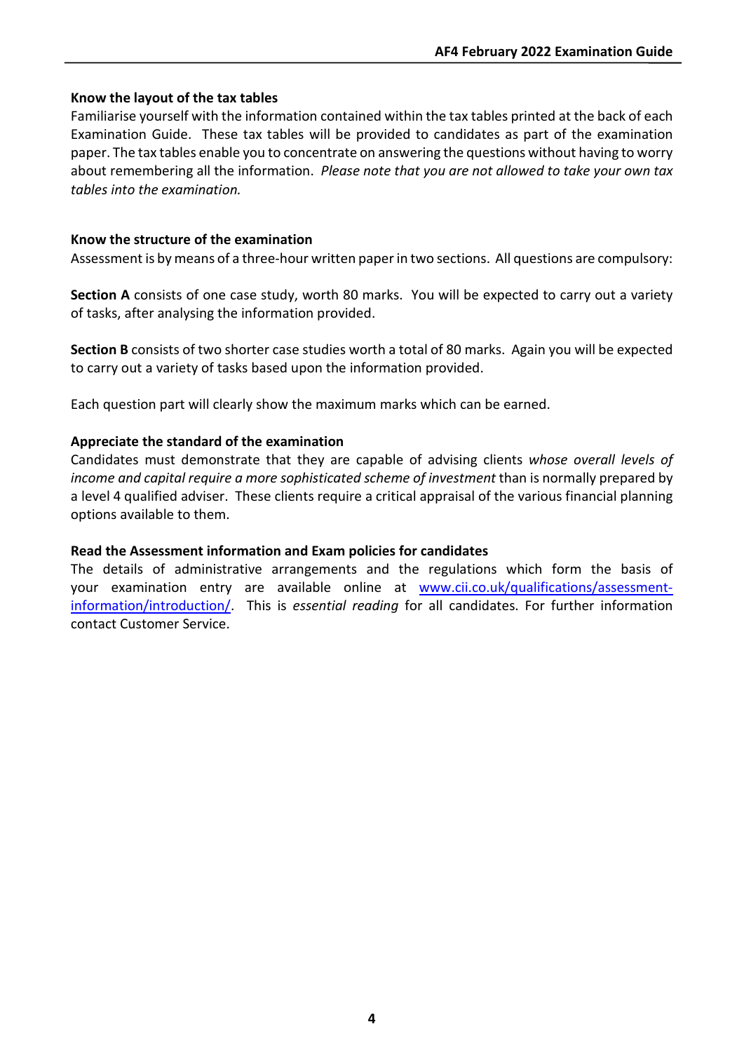### Know the layout of the tax tables

Familiarise yourself with the information contained within the tax tables printed at the back of each Examination Guide. These tax tables will be provided to candidates as part of the examination paper. The tax tables enable you to concentrate on answering the questions without having to worry about remembering all the information. *Please note that you are not allowed to take your own tax tables into the examination.*

### Know the structure of the examination

Assessment is by means of a three-hour written paper in two sections. All questions are compulsory:

**Section A** consists of one case study, worth 80 marks. You will be expected to carry out a variety of tasks, after analysing the information provided.

**Section B** consists of two shorter case studies worth a total of 80 marks. Again you will be expected to carry out a variety of tasks based upon the information provided.

Each question part will clearly show the maximum marks which can be earned.

### Appreciate the standard of the examination

Candidates must demonstrate that they are capable of advising clients *whose overall levels of income and capital require a more sophisticated scheme of investment* than is normally prepared by a level 4 qualified adviser. These clients require a critical appraisal of the various financial planning options available to them.

### Read the Assessment information and Exam policies for candidates

The details of administrative arrangements and the regulations which form the basis of your examination entry are available online at [www.cii.co.uk/qualifications/assessment-information/introduction/](www.cii.co.uk/qualifications/assessment-information/introduction/). This is *essential reading* for all candidates. For further information contact Customer Service.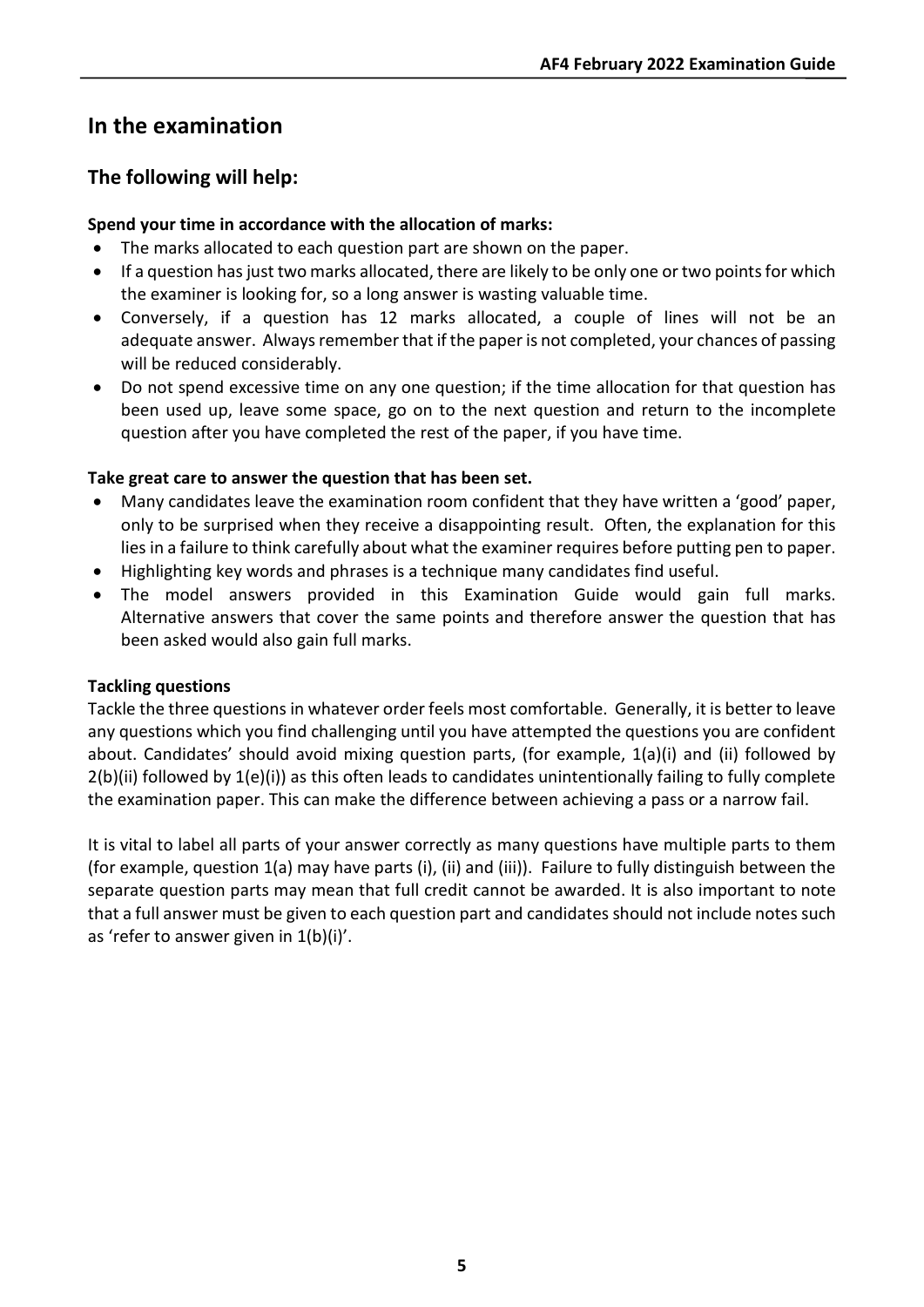## In the examination

### The following will help:

**Spend your time in accordance with the allocation of marks:**

- The marks allocated to each question part are shown on the paper.
- If a question has just two marks allocated, there are likely to be only one or two points for which the examiner is looking for, so a long answer is wasting valuable time.
- Conversely, if a question has 12 marks allocated, a couple of lines will not be an adequate answer. Always remember that if the paper is not completed, your chances of passing will be reduced considerably.
- Do not spend excessive time on any one question; if the time allocation for that question has been used up, leave some space, go on to the next question and return to the incomplete question after you have completed the rest of the paper, if you have time.

**Take great care to answer the question that has been set.**

- Many candidates leave the examination room confident that they have written a 'good' paper, only to be surprised when they receive a disappointing result. Often, the explanation for this lies in a failure to think carefully about what the examiner requires before putting pen to paper.
- Highlighting key words and phrases is a technique many candidates find useful.
- The model answers provided in this Examination Guide would gain full marks. Alternative answers that cover the same points and therefore answer the question that has been asked would also gain full marks.

**Tackling questions**

Tackle the three questions in whatever order feels most comfortable. Generally, it is better to leave any questions which you find challenging until you have attempted the questions you are confident about. Candidates' should avoid mixing question parts, (for example, 1(a)(i) and (ii) followed by 2(b)(ii) followed by 1(e)(i)) as this often leads to candidates unintentionally failing to fully complete the examination paper. This can make the difference between achieving a pass or a narrow fail.

It is vital to label all parts of your answer correctly as many questions have multiple parts to them (for example, question 1(a) may have parts (i), (ii) and (iii)). Failure to fully distinguish between the separate question parts may mean that full credit cannot be awarded. It is also important to note that a full answer must be given to each question part and candidates should not include notes such as 'refer to answer given in 1(b)(i)'.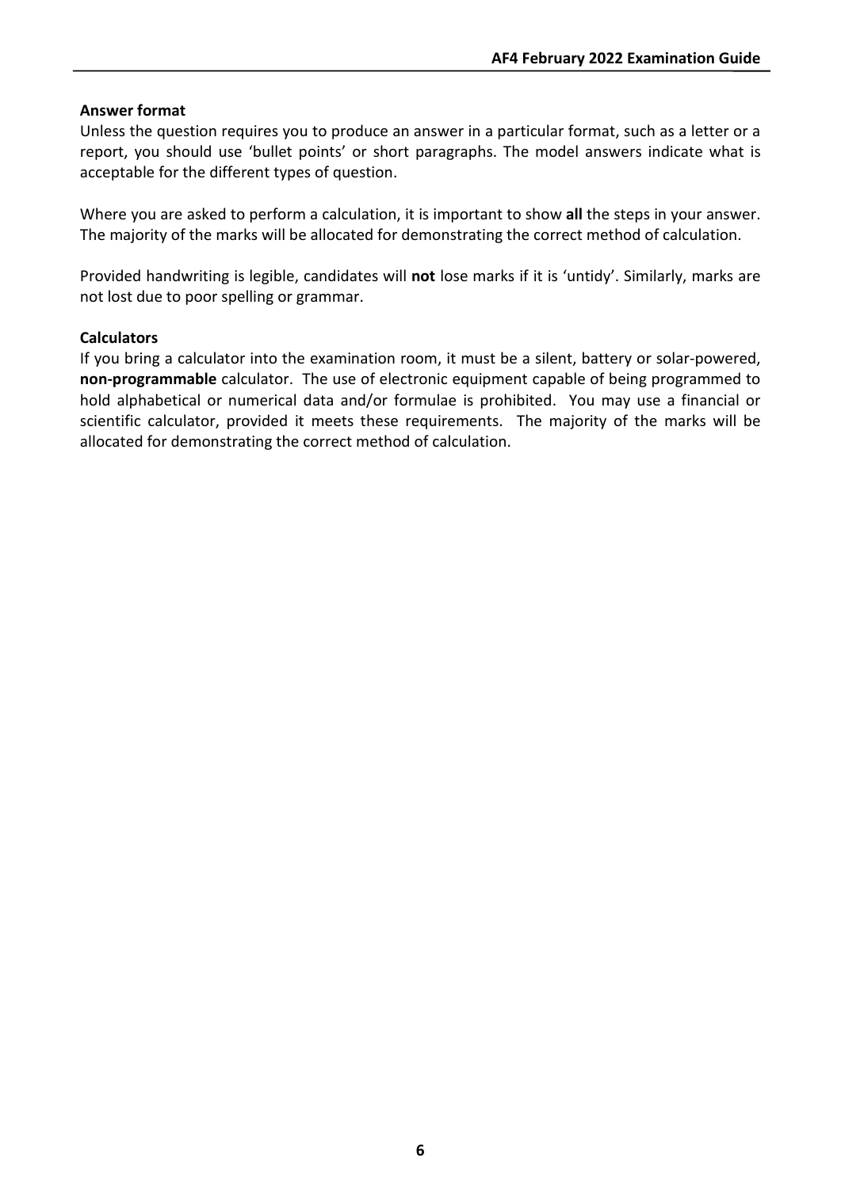**Answer format**

Unless the question requires you to produce an answer in a particular format, such as a letter or a report, you should use 'bullet points' or short paragraphs. The model answers indicate what is acceptable for the different types of question.

Where you are asked to perform a calculation, it is important to show **all** the steps in your answer. The majority of the marks will be allocated for demonstrating the correct method of calculation.

Provided handwriting is legible, candidates will **not** lose marks if it is 'untidy'. Similarly, marks are not lost due to poor spelling or grammar.

**Calculators**

If you bring a calculator into the examination room, it must be a silent, battery or solar-powered, **non-programmable** calculator. The use of electronic equipment capable of being programmed to hold alphabetical or numerical data and/or formulae is prohibited. You may use a financial or scientific calculator, provided it meets these requirements. The majority of the marks will be allocated for demonstrating the correct method of calculation.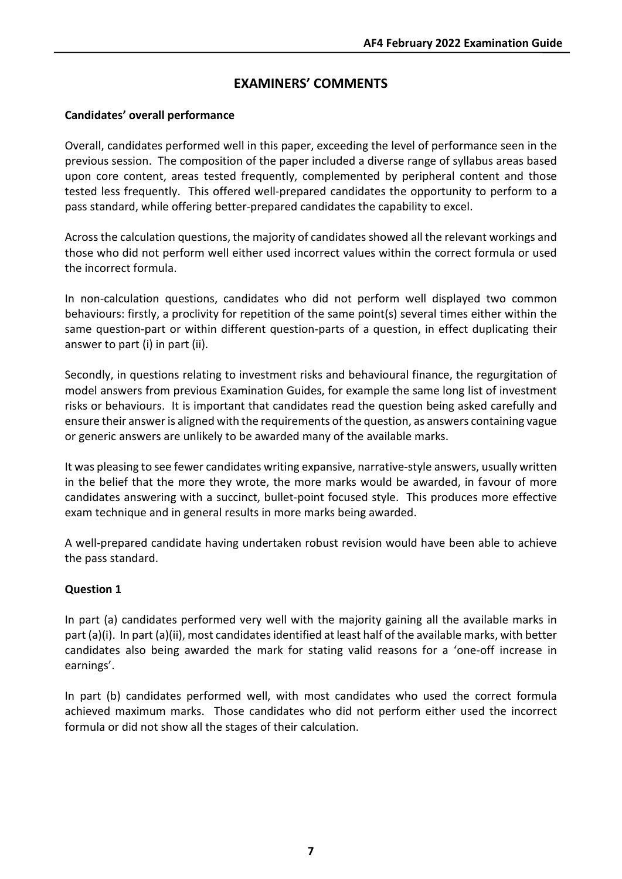## EXAMINERS' COMMENTS

### Candidates' overall performance

Overall, candidates performed well in this paper, exceeding the level of performance seen in the previous session. The composition of the paper included a diverse range of syllabus areas based upon core content, areas tested frequently, complemented by peripheral content and those tested less frequently. This offered well-prepared candidates the opportunity to perform to a pass standard, while offering better-prepared candidates the capability to excel.

Across the calculation questions, the majority of candidates showed all the relevant workings and those who did not perform well either used incorrect values within the correct formula or used the incorrect formula.

In non-calculation questions, candidates who did not perform well displayed two common behaviours: firstly, a proclivity for repetition of the same point(s) several times either within the same question-part or within different question-parts of a question, in effect duplicating their answer to part (i) in part (ii).

Secondly, in questions relating to investment risks and behavioural finance, the regurgitation of model answers from previous Examination Guides, for example the same long list of investment risks or behaviours. It is important that candidates read the question being asked carefully and ensure their answer is aligned with the requirements of the question, as answers containing vague or generic answers are unlikely to be awarded many of the available marks.

It was pleasing to see fewer candidates writing expansive, narrative-style answers, usually written in the belief that the more they wrote, the more marks would be awarded, in favour of more candidates answering with a succinct, bullet-point focused style. This produces more effective exam technique and in general results in more marks being awarded.

A well-prepared candidate having undertaken robust revision would have been able to achieve the pass standard.

### Question 1

In part (a) candidates performed very well with the majority gaining all the available marks in part (a)(i). In part (a)(ii), most candidates identified at least half of the available marks, with better candidates also being awarded the mark for stating valid reasons for a 'one-off increase in earnings'.

In part (b) candidates performed well, with most candidates who used the correct formula achieved maximum marks. Those candidates who did not perform either used the incorrect formula or did not show all the stages of their calculation.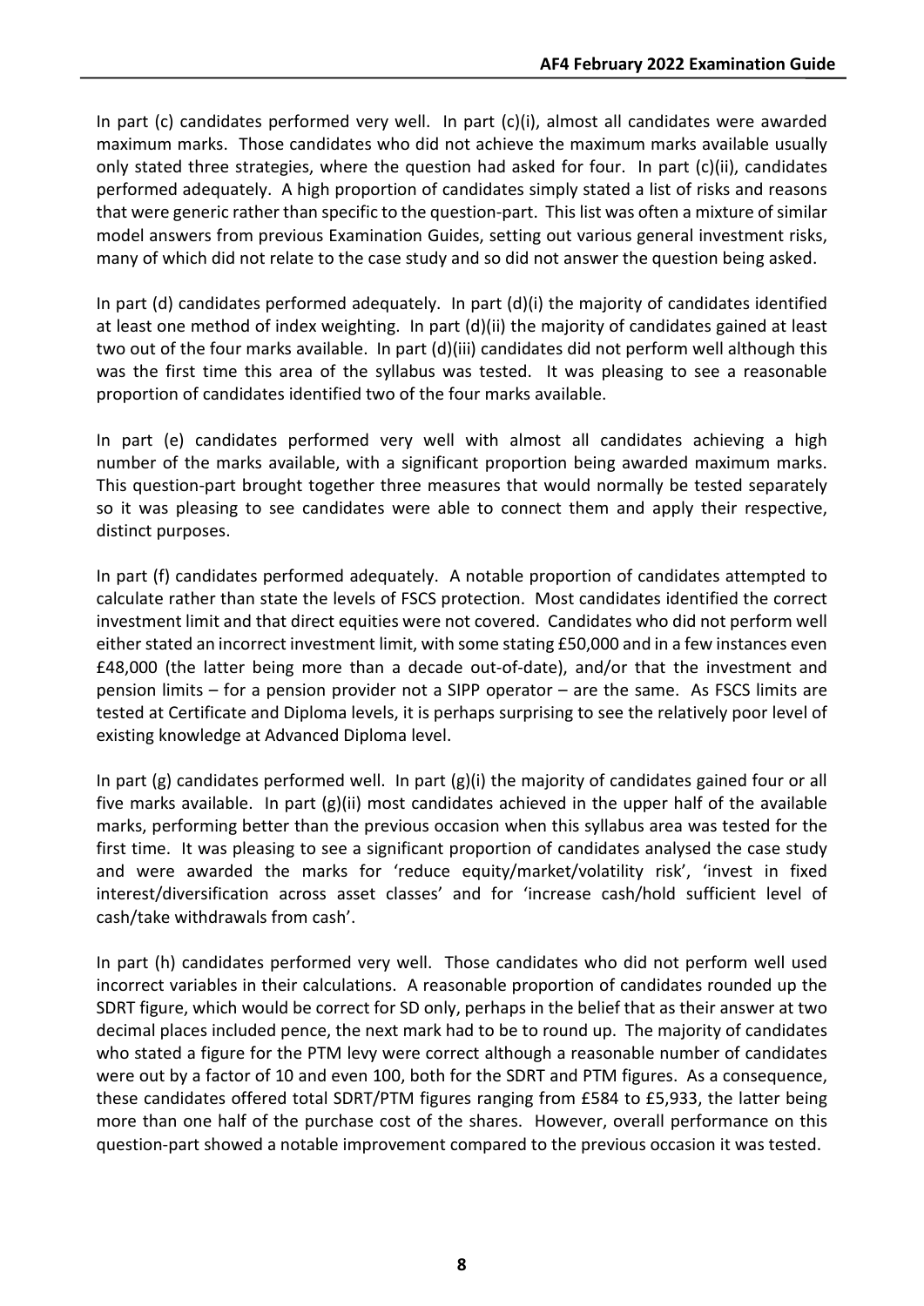In part (c) candidates performed very well. In part (c)(i), almost all candidates were awarded maximum marks. Those candidates who did not achieve the maximum marks available usually only stated three strategies, where the question had asked for four. In part (c)(ii), candidates performed adequately. A high proportion of candidates simply stated a list of risks and reasons that were generic rather than specific to the question-part. This list was often a mixture of similar model answers from previous Examination Guides, setting out various general investment risks, many of which did not relate to the case study and so did not answer the question being asked.

In part (d) candidates performed adequately. In part (d)(i) the majority of candidates identified at least one method of index weighting. In part (d)(ii) the majority of candidates gained at least two out of the four marks available. In part (d)(iii) candidates did not perform well although this was the first time this area of the syllabus was tested. It was pleasing to see a reasonable proportion of candidates identified two of the four marks available.

In part (e) candidates performed very well with almost all candidates achieving a high number of the marks available, with a significant proportion being awarded maximum marks. This question-part brought together three measures that would normally be tested separately so it was pleasing to see candidates were able to connect them and apply their respective, distinct purposes.

In part (f) candidates performed adequately. A notable proportion of candidates attempted to calculate rather than state the levels of FSCS protection. Most candidates identified the correct investment limit and that direct equities were not covered. Candidates who did not perform well either stated an incorrect investment limit, with some stating £50,000 and in a few instances even £48,000 (the latter being more than a decade out-of-date), and/or that the investment and pension limits – for a pension provider not a SIPP operator – are the same. As FSCS limits are tested at Certificate and Diploma levels, it is perhaps surprising to see the relatively poor level of existing knowledge at Advanced Diploma level.

In part (g) candidates performed well. In part (g)(i) the majority of candidates gained four or all five marks available. In part (g)(ii) most candidates achieved in the upper half of the available marks, performing better than the previous occasion when this syllabus area was tested for the first time. It was pleasing to see a significant proportion of candidates analysed the case study and were awarded the marks for 'reduce equity/market/volatility risk', 'invest in fixed interest/diversification across asset classes' and for 'increase cash/hold sufficient level of cash/take withdrawals from cash'.

In part (h) candidates performed very well. Those candidates who did not perform well used incorrect variables in their calculations. A reasonable proportion of candidates rounded up the SDRT figure, which would be correct for SD only, perhaps in the belief that as their answer at two decimal places included pence, the next mark had to be to round up. The majority of candidates who stated a figure for the PTM levy were correct although a reasonable number of candidates were out by a factor of 10 and even 100, both for the SDRT and PTM figures. As a consequence, these candidates offered total SDRT/PTM figures ranging from £584 to £5,933, the latter being more than one half of the purchase cost of the shares. However, overall performance on this question-part showed a notable improvement compared to the previous occasion it was tested.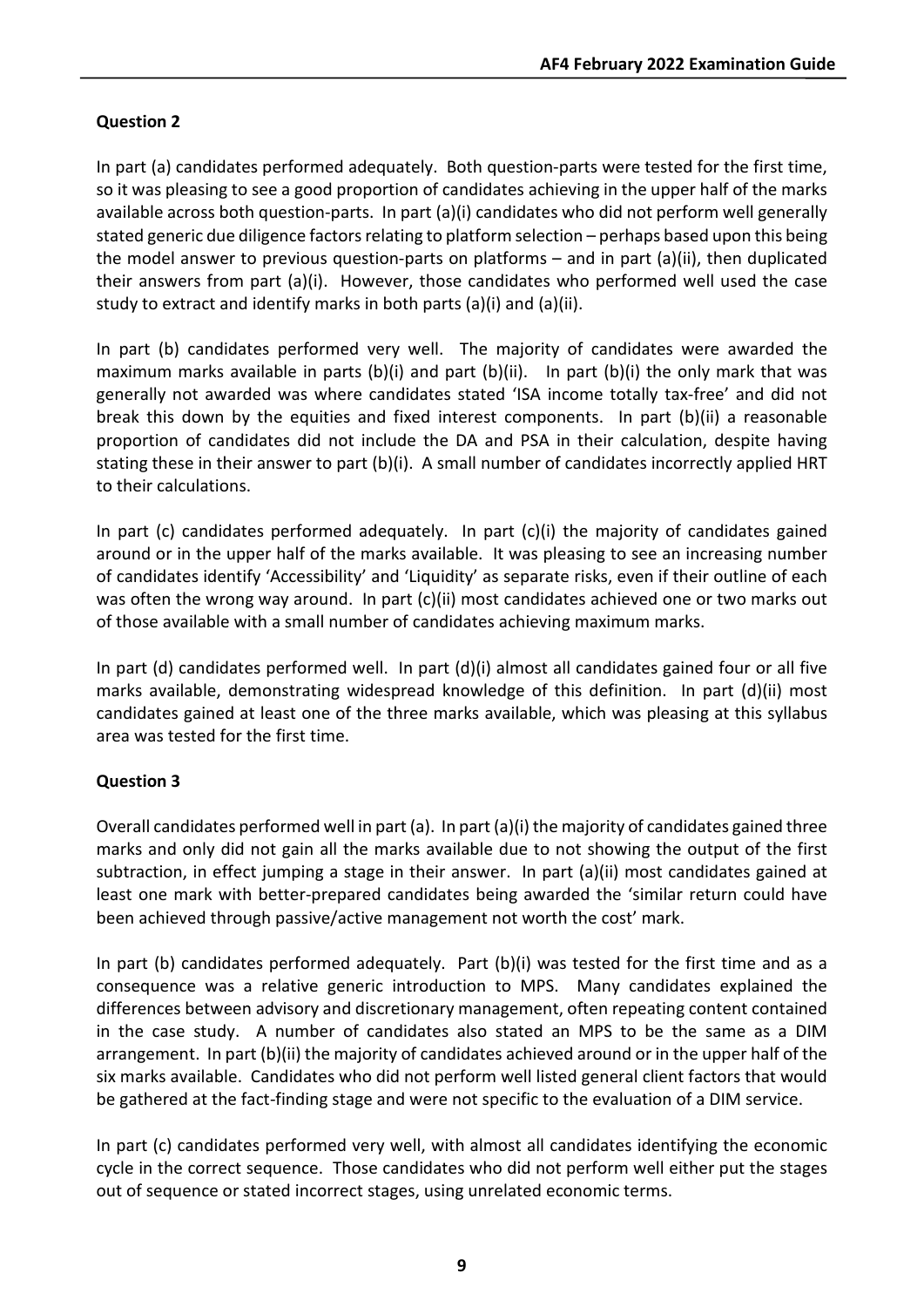## Question 2

In part (a) candidates performed adequately. Both question-parts were tested for the first time, so it was pleasing to see a good proportion of candidates achieving in the upper half of the marks available across both question-parts. In part (a)(i) candidates who did not perform well generally stated generic due diligence factors relating to platform selection – perhaps based upon this being the model answer to previous question-parts on platforms – and in part (a)(ii), then duplicated their answers from part (a)(i). However, those candidates who performed well used the case study to extract and identify marks in both parts (a)(i) and (a)(ii).

In part (b) candidates performed very well. The majority of candidates were awarded the maximum marks available in parts (b)(i) and part (b)(ii). In part (b)(i) the only mark that was generally not awarded was where candidates stated 'ISA income totally tax-free' and did not break this down by the equities and fixed interest components. In part (b)(ii) a reasonable proportion of candidates did not include the DA and PSA in their calculation, despite having stating these in their answer to part (b)(i). A small number of candidates incorrectly applied HRT to their calculations.

In part (c) candidates performed adequately. In part (c)(i) the majority of candidates gained around or in the upper half of the marks available. It was pleasing to see an increasing number of candidates identify 'Accessibility' and 'Liquidity' as separate risks, even if their outline of each was often the wrong way around. In part (c)(ii) most candidates achieved one or two marks out of those available with a small number of candidates achieving maximum marks.

In part (d) candidates performed well. In part (d)(i) almost all candidates gained four or all five marks available, demonstrating widespread knowledge of this definition. In part (d)(ii) most candidates gained at least one of the three marks available, which was pleasing at this syllabus area was tested for the first time.

## Question 3

Overall candidates performed well in part (a). In part (a)(i) the majority of candidates gained three marks and only did not gain all the marks available due to not showing the output of the first subtraction, in effect jumping a stage in their answer. In part (a)(ii) most candidates gained at least one mark with better-prepared candidates being awarded the 'similar return could have been achieved through passive/active management not worth the cost' mark.

In part (b) candidates performed adequately. Part (b)(i) was tested for the first time and as a consequence was a relative generic introduction to MPS. Many candidates explained the differences between advisory and discretionary management, often repeating content contained in the case study. A number of candidates also stated an MPS to be the same as a DIM arrangement. In part (b)(ii) the majority of candidates achieved around or in the upper half of the six marks available. Candidates who did not perform well listed general client factors that would be gathered at the fact-finding stage and were not specific to the evaluation of a DIM service.

In part (c) candidates performed very well, with almost all candidates identifying the economic cycle in the correct sequence. Those candidates who did not perform well either put the stages out of sequence or stated incorrect stages, using unrelated economic terms.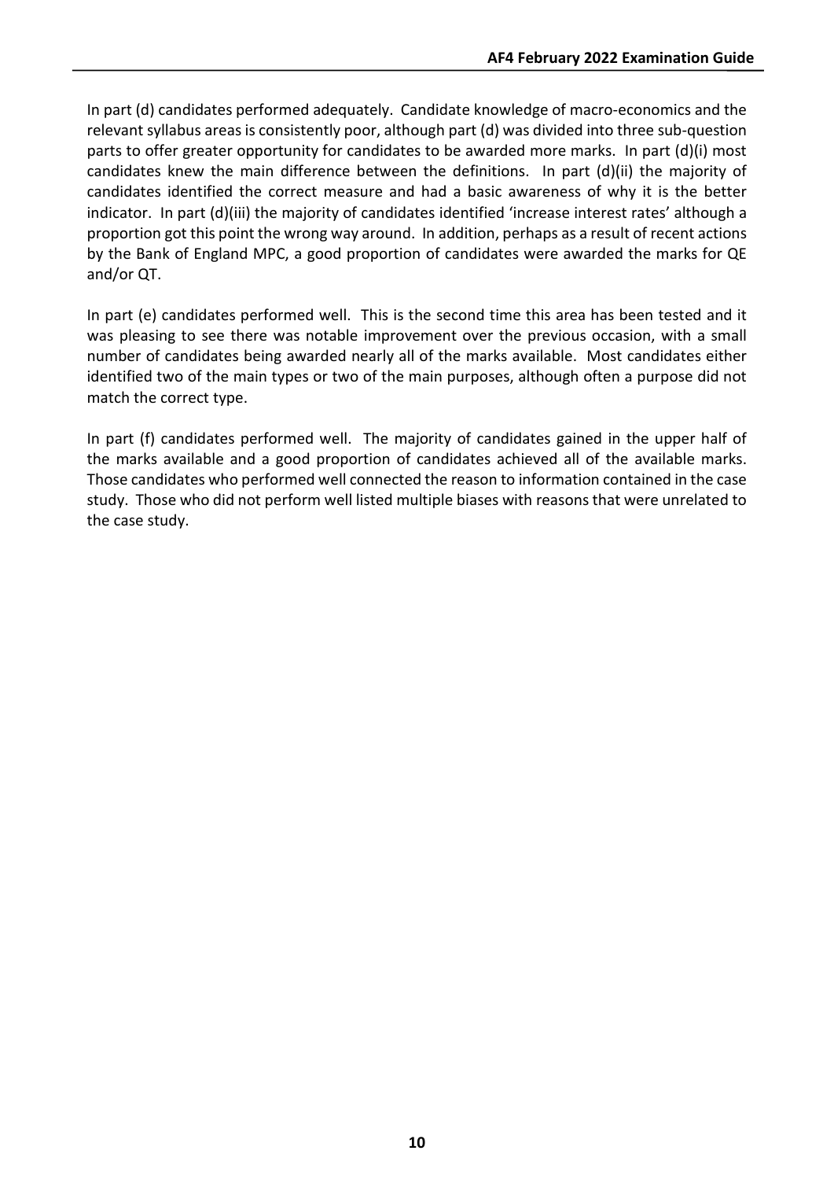In part (d) candidates performed adequately. Candidate knowledge of macro-economics and the relevant syllabus areas is consistently poor, although part (d) was divided into three sub-question parts to offer greater opportunity for candidates to be awarded more marks. In part (d)(i) most candidates knew the main difference between the definitions. In part (d)(ii) the majority of candidates identified the correct measure and had a basic awareness of why it is the better indicator. In part (d)(iii) the majority of candidates identified 'increase interest rates' although a proportion got this point the wrong way around. In addition, perhaps as a result of recent actions by the Bank of England MPC, a good proportion of candidates were awarded the marks for QE and/or QT.

In part (e) candidates performed well. This is the second time this area has been tested and it was pleasing to see there was notable improvement over the previous occasion, with a small number of candidates being awarded nearly all of the marks available. Most candidates either identified two of the main types or two of the main purposes, although often a purpose did not match the correct type.

In part (f) candidates performed well. The majority of candidates gained in the upper half of the marks available and a good proportion of candidates achieved all of the available marks. Those candidates who performed well connected the reason to information contained in the case study. Those who did not perform well listed multiple biases with reasons that were unrelated to the case study.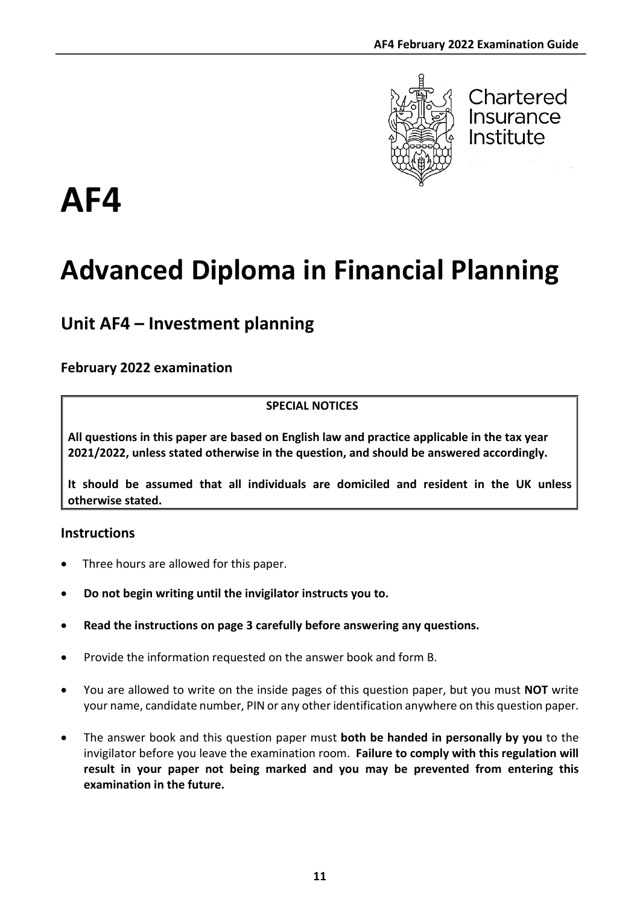Chartered Insurance Institute

# AF4

# Advanced Diploma in Financial Planning

## Unit AF4 – Investment planning

### February 2022 examination

**SPECIAL NOTICES**

**All questions in this paper are based on English law and practice applicable in the tax year 2021/2022, unless stated otherwise in the question, and should be answered accordingly.**

**It should be assumed that all individuals are domiciled and resident in the UK unless otherwise stated.**

### Instructions

- Three hours are allowed for this paper.
- **Do not begin writing until the invigilator instructs you to.**
- **Read the instructions on page 3 carefully before answering any questions.**
- Provide the information requested on the answer book and form B.
- You are allowed to write on the inside pages of this question paper, but you must **NOT** write your name, candidate number, PIN or any other identification anywhere on this question paper.
- The answer book and this question paper must **both be handed in personally by you** to the invigilator before you leave the examination room. **Failure to comply with this regulation will result in your paper not being marked and you may be prevented from entering this examination in the future.**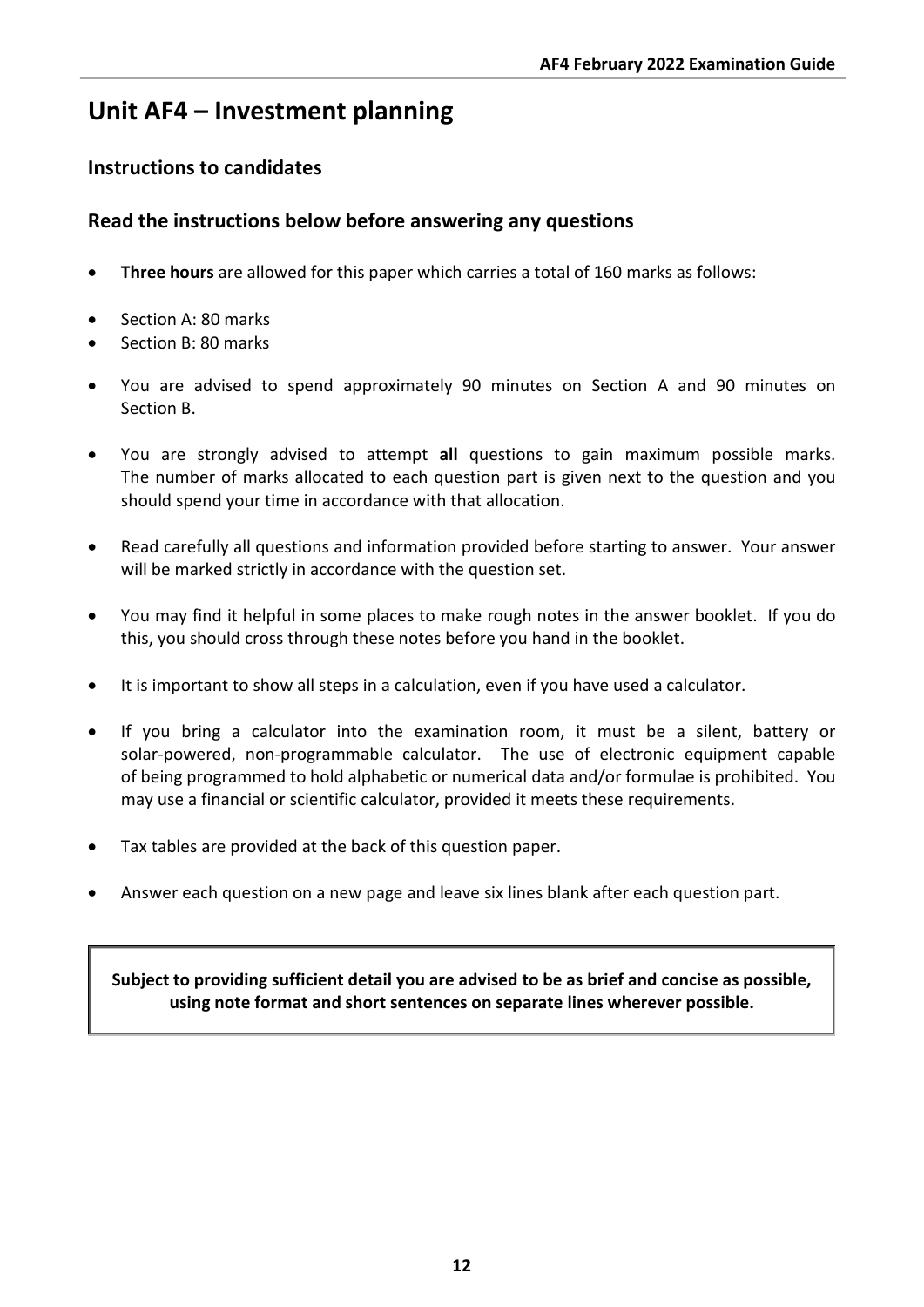# Unit AF4 – Investment planning

## Instructions to candidates

## Read the instructions below before answering any questions

- **Three hours** are allowed for this paper which carries a total of 160 marks as follows:

- Section A: 80 marks
- Section B: 80 marks

- You are advised to spend approximately 90 minutes on Section A and 90 minutes on Section B.

- You are strongly advised to attempt **all** questions to gain maximum possible marks. The number of marks allocated to each question part is given next to the question and you should spend your time in accordance with that allocation.

- Read carefully all questions and information provided before starting to answer. Your answer will be marked strictly in accordance with the question set.

- You may find it helpful in some places to make rough notes in the answer booklet. If you do this, you should cross through these notes before you hand in the booklet.

- It is important to show all steps in a calculation, even if you have used a calculator.

- If you bring a calculator into the examination room, it must be a silent, battery or solar-powered, non-programmable calculator. The use of electronic equipment capable of being programmed to hold alphabetic or numerical data and/or formulae is prohibited. You may use a financial or scientific calculator, provided it meets these requirements.

- Tax tables are provided at the back of this question paper.

- Answer each question on a new page and leave six lines blank after each question part.

**Subject to providing sufficient detail you are advised to be as brief and concise as possible, using note format and short sentences on separate lines wherever possible.**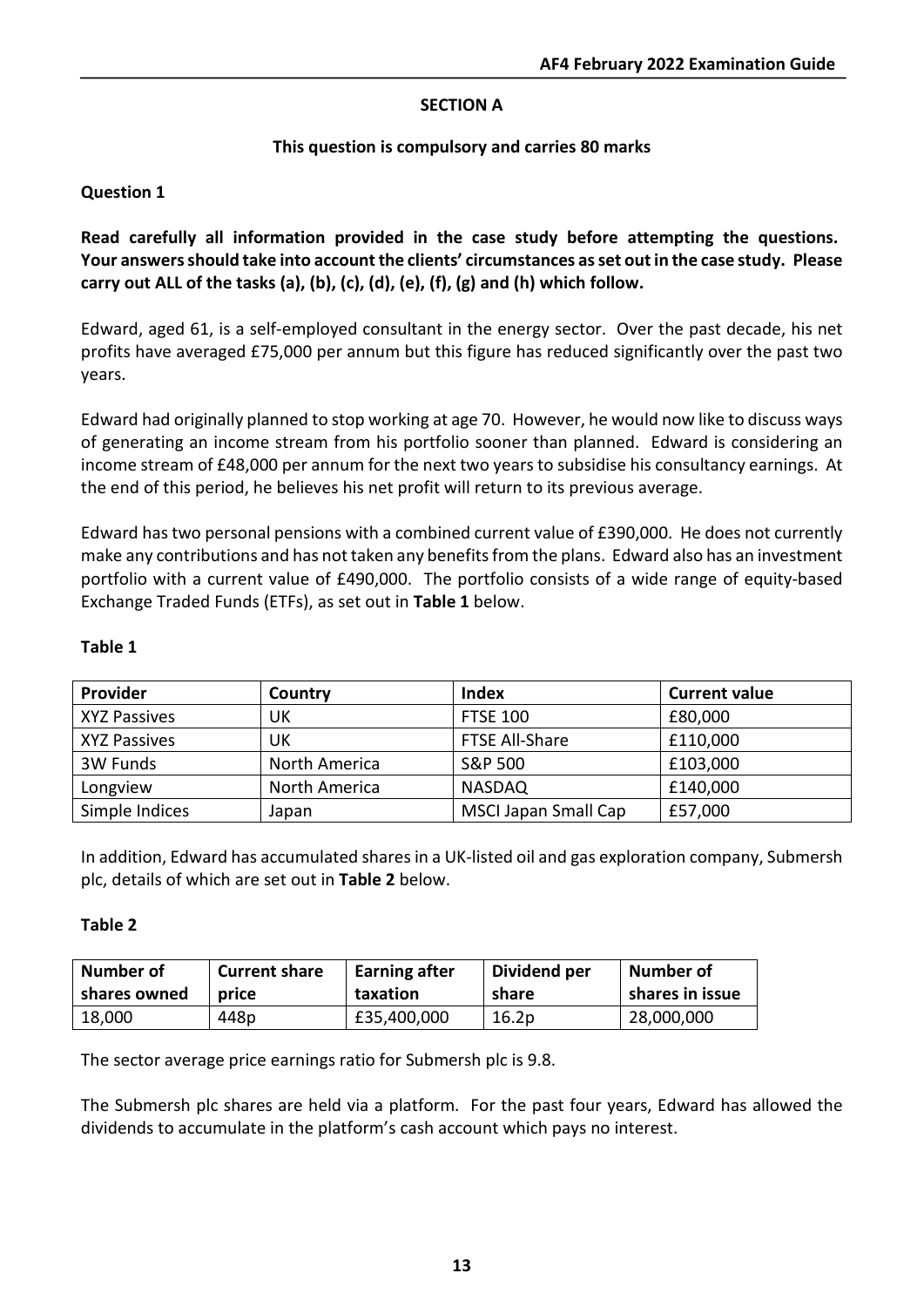## SECTION A

**This question is compulsory and carries 80 marks**

### Question 1

**Read carefully all information provided in the case study before attempting the questions. Your answers should take into account the clients' circumstances as set out in the case study. Please carry out ALL of the tasks (a), (b), (c), (d), (e), (f), (g) and (h) which follow.**

Edward, aged 61, is a self-employed consultant in the energy sector. Over the past decade, his net profits have averaged £75,000 per annum but this figure has reduced significantly over the past two years.

Edward had originally planned to stop working at age 70. However, he would now like to discuss ways of generating an income stream from his portfolio sooner than planned. Edward is considering an income stream of £48,000 per annum for the next two years to subsidise his consultancy earnings. At the end of this period, he believes his net profit will return to its previous average.

Edward has two personal pensions with a combined current value of £390,000. He does not currently make any contributions and has not taken any benefits from the plans. Edward also has an investment portfolio with a current value of £490,000. The portfolio consists of a wide range of equity-based Exchange Traded Funds (ETFs), as set out in **Table 1** below.

**Table 1**

| Provider | Country | Index | Current value |
|---|---|---|---|
| XYZ Passives | UK | FTSE 100 | £80,000 |
| XYZ Passives | UK | FTSE All-Share | £110,000 |
| 3W Funds | North America | S&P 500 | £103,000 |
| Longview | North America | NASDAQ | £140,000 |
| Simple Indices | Japan | MSCI Japan Small Cap | £57,000 |

In addition, Edward has accumulated shares in a UK-listed oil and gas exploration company, Submersh plc, details of which are set out in **Table 2** below.

**Table 2**

| Number of shares owned | Current share price | Earning after taxation | Dividend per share | Number of shares in issue |
|---|---|---|---|---|
| 18,000 | 448p | £35,400,000 | 16.2p | 28,000,000 |

The sector average price earnings ratio for Submersh plc is 9.8.

The Submersh plc shares are held via a platform. For the past four years, Edward has allowed the dividends to accumulate in the platform's cash account which pays no interest.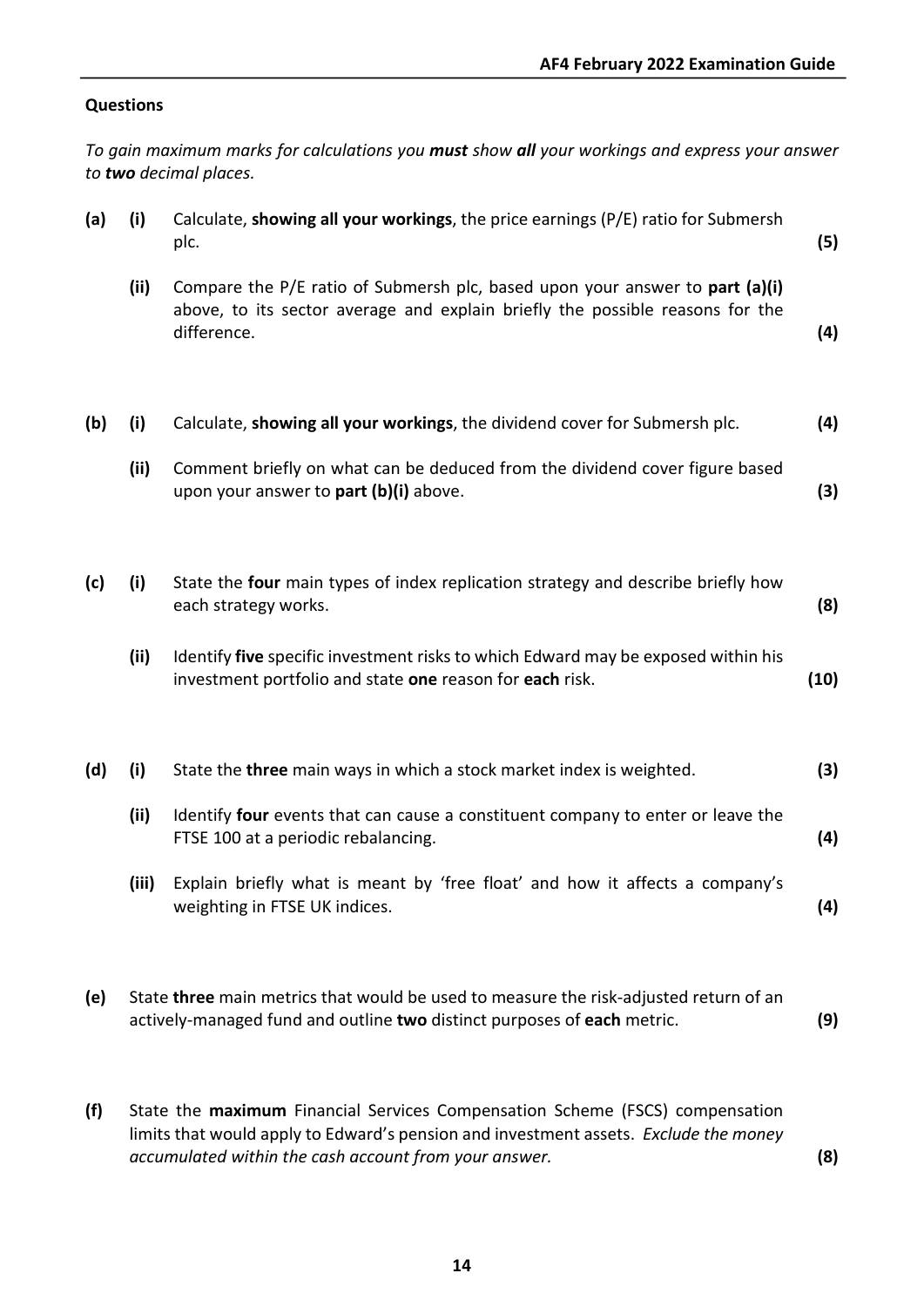## Questions

*To gain maximum marks for calculations you **must** show **all** your workings and express your answer to **two** decimal places.*

**(a)** **(i)** Calculate, **showing all your workings**, the price earnings (P/E) ratio for Submersh plc. **(5)**

**(ii)** Compare the P/E ratio of Submersh plc, based upon your answer to **part (a)(i)** above, to its sector average and explain briefly the possible reasons for the difference. **(4)**

**(b)** **(i)** Calculate, **showing all your workings**, the dividend cover for Submersh plc. **(4)**

**(ii)** Comment briefly on what can be deduced from the dividend cover figure based upon your answer to **part (b)(i)** above. **(3)**

**(c)** **(i)** State the **four** main types of index replication strategy and describe briefly how each strategy works. **(8)**

**(ii)** Identify **five** specific investment risks to which Edward may be exposed within his investment portfolio and state **one** reason for **each** risk. **(10)**

**(d)** **(i)** State the **three** main ways in which a stock market index is weighted. **(3)**

**(ii)** Identify **four** events that can cause a constituent company to enter or leave the FTSE 100 at a periodic rebalancing. **(4)**

**(iii)** Explain briefly what is meant by 'free float' and how it affects a company's weighting in FTSE UK indices. **(4)**

**(e)** State **three** main metrics that would be used to measure the risk-adjusted return of an actively-managed fund and outline **two** distinct purposes of **each** metric. **(9)**

**(f)** State the **maximum** Financial Services Compensation Scheme (FSCS) compensation limits that would apply to Edward's pension and investment assets. *Exclude the money accumulated within the cash account from your answer.* **(8)**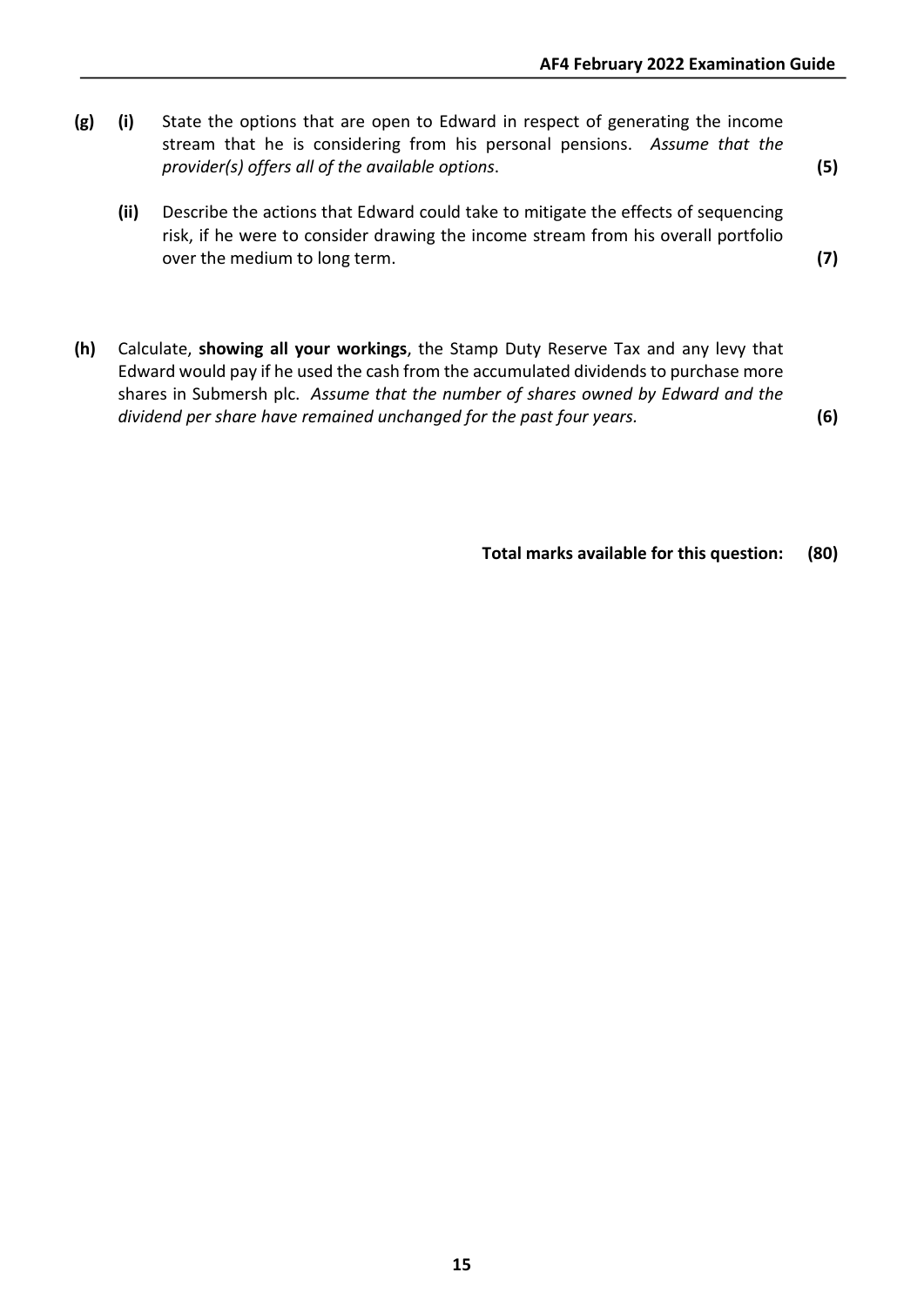**(g)** **(i)** State the options that are open to Edward in respect of generating the income stream that he is considering from his personal pensions. *Assume that the provider(s) offers all of the available options*. **(5)**

**(ii)** Describe the actions that Edward could take to mitigate the effects of sequencing risk, if he were to consider drawing the income stream from his overall portfolio over the medium to long term. **(7)**

**(h)** Calculate, **showing all your workings**, the Stamp Duty Reserve Tax and any levy that Edward would pay if he used the cash from the accumulated dividends to purchase more shares in Submersh plc. *Assume that the number of shares owned by Edward and the dividend per share have remained unchanged for the past four years.* **(6)**

**Total marks available for this question: (80)**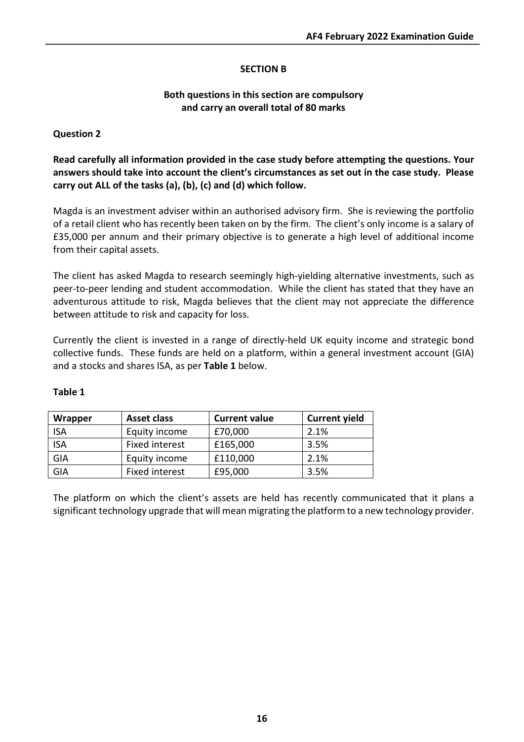## SECTION B

**Both questions in this section are compulsory and carry an overall total of 80 marks**

### Question 2

**Read carefully all information provided in the case study before attempting the questions. Your answers should take into account the client's circumstances as set out in the case study. Please carry out ALL of the tasks (a), (b), (c) and (d) which follow.**

Magda is an investment adviser within an authorised advisory firm. She is reviewing the portfolio of a retail client who has recently been taken on by the firm. The client's only income is a salary of £35,000 per annum and their primary objective is to generate a high level of additional income from their capital assets.

The client has asked Magda to research seemingly high-yielding alternative investments, such as peer-to-peer lending and student accommodation. While the client has stated that they have an adventurous attitude to risk, Magda believes that the client may not appreciate the difference between attitude to risk and capacity for loss.

Currently the client is invested in a range of directly-held UK equity income and strategic bond collective funds. These funds are held on a platform, within a general investment account (GIA) and a stocks and shares ISA, as per **Table 1** below.

**Table 1**

| Wrapper | Asset class | Current value | Current yield |
| --- | --- | --- | --- |
| ISA | Equity income | £70,000 | 2.1% |
| ISA | Fixed interest | £165,000 | 3.5% |
| GIA | Equity income | £110,000 | 2.1% |
| GIA | Fixed interest | £95,000 | 3.5% |

The platform on which the client's assets are held has recently communicated that it plans a significant technology upgrade that will mean migrating the platform to a new technology provider.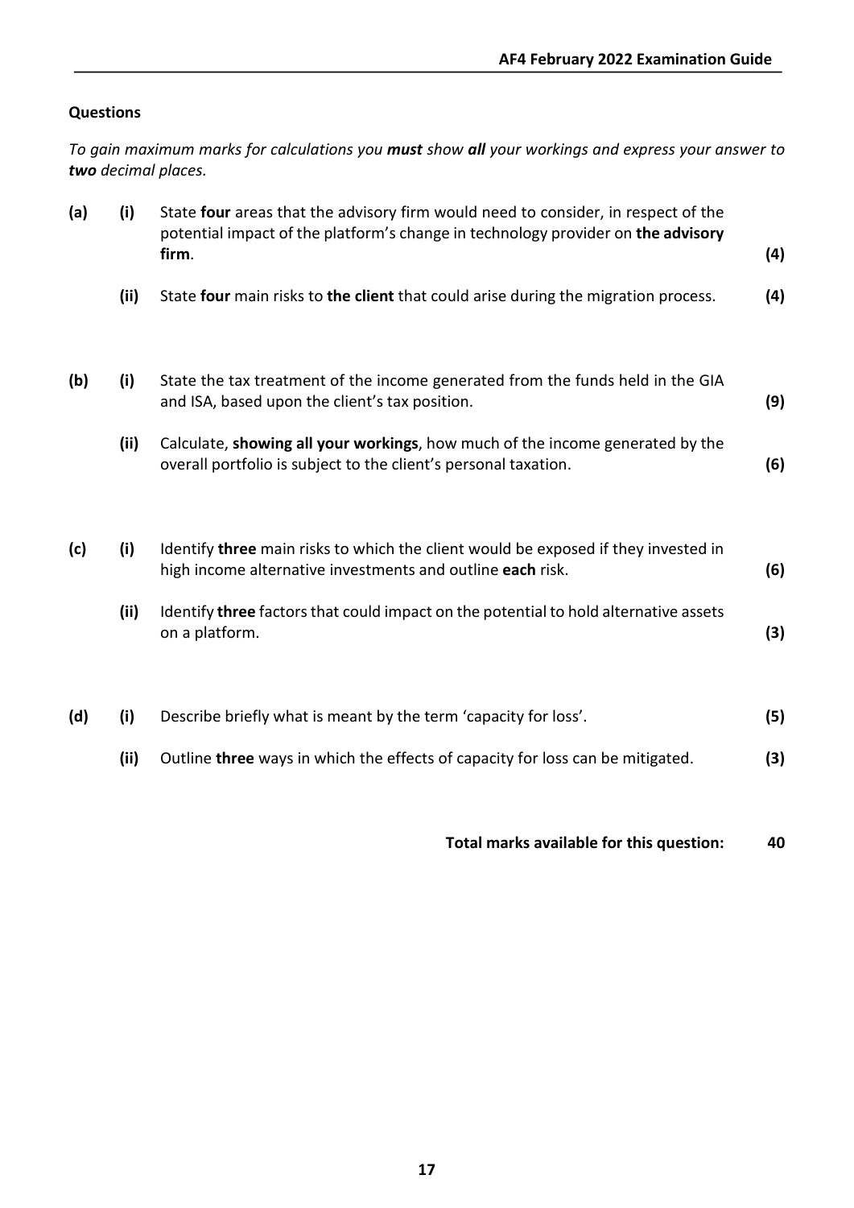## Questions

*To gain maximum marks for calculations you **must** show **all** your workings and express your answer to **two** decimal places.*

**(a)** **(i)** State **four** areas that the advisory firm would need to consider, in respect of the potential impact of the platform's change in technology provider on **the advisory firm**. **(4)**

**(ii)** State **four** main risks to **the client** that could arise during the migration process. **(4)**

**(b)** **(i)** State the tax treatment of the income generated from the funds held in the GIA and ISA, based upon the client's tax position. **(9)**

**(ii)** Calculate, **showing all your workings**, how much of the income generated by the overall portfolio is subject to the client's personal taxation. **(6)**

**(c)** **(i)** Identify **three** main risks to which the client would be exposed if they invested in high income alternative investments and outline **each** risk. **(6)**

**(ii)** Identify **three** factors that could impact on the potential to hold alternative assets on a platform. **(3)**

**(d)** **(i)** Describe briefly what is meant by the term 'capacity for loss'. **(5)**

**(ii)** Outline **three** ways in which the effects of capacity for loss can be mitigated. **(3)**

**Total marks available for this question: 40**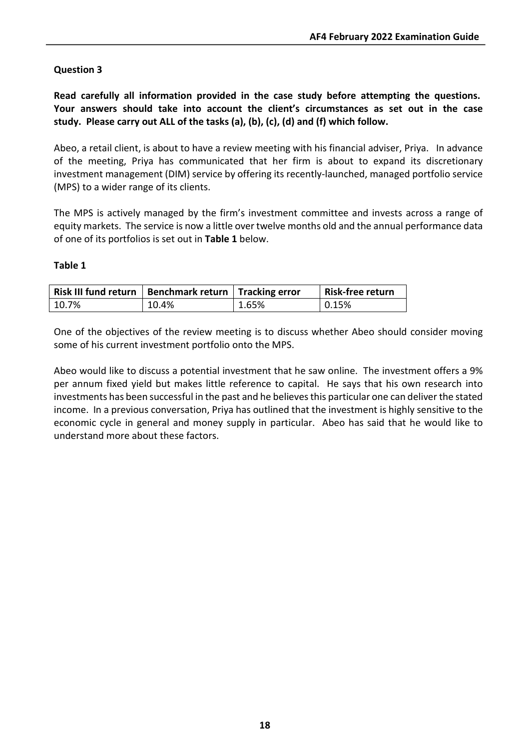**Question 3**

**Read carefully all information provided in the case study before attempting the questions. Your answers should take into account the client's circumstances as set out in the case study. Please carry out ALL of the tasks (a), (b), (c), (d) and (f) which follow.**

Abeo, a retail client, is about to have a review meeting with his financial adviser, Priya. In advance of the meeting, Priya has communicated that her firm is about to expand its discretionary investment management (DIM) service by offering its recently-launched, managed portfolio service (MPS) to a wider range of its clients.

The MPS is actively managed by the firm's investment committee and invests across a range of equity markets. The service is now a little over twelve months old and the annual performance data of one of its portfolios is set out in **Table 1** below.

**Table 1**

| Risk III fund return | Benchmark return | Tracking error | Risk-free return |
|---|---|---|---|
| 10.7% | 10.4% | 1.65% | 0.15% |

One of the objectives of the review meeting is to discuss whether Abeo should consider moving some of his current investment portfolio onto the MPS.

Abeo would like to discuss a potential investment that he saw online. The investment offers a 9% per annum fixed yield but makes little reference to capital. He says that his own research into investments has been successful in the past and he believes this particular one can deliver the stated income. In a previous conversation, Priya has outlined that the investment is highly sensitive to the economic cycle in general and money supply in particular. Abeo has said that he would like to understand more about these factors.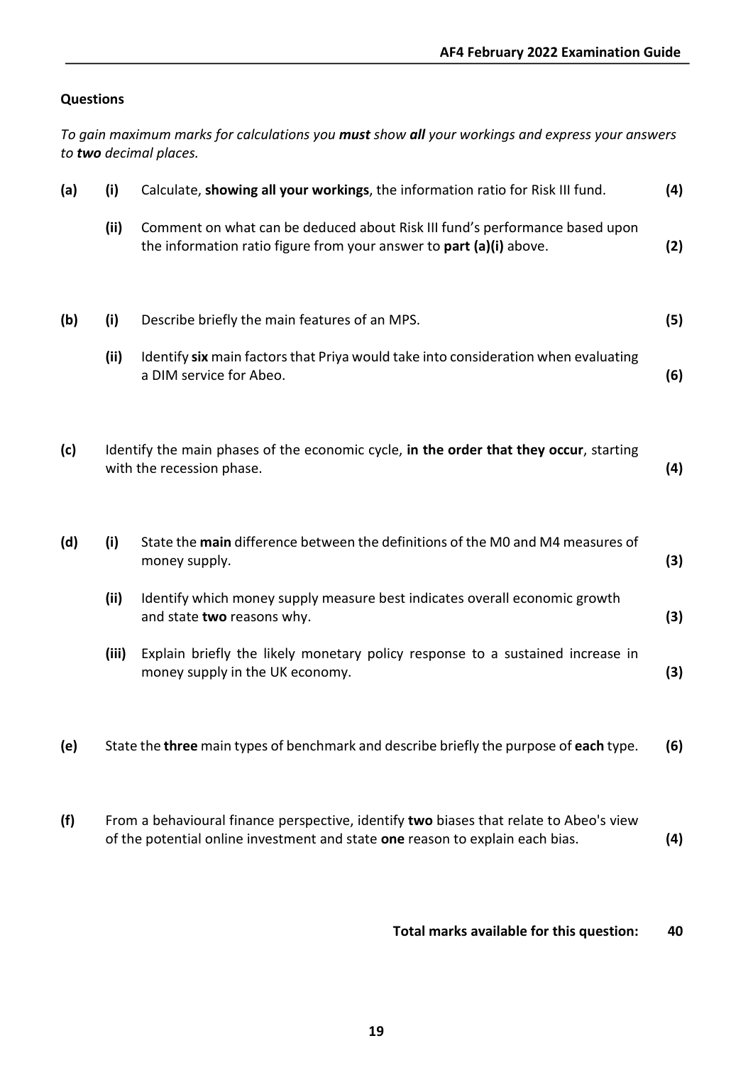## Questions

*To gain maximum marks for calculations you **must** show **all** your workings and express your answers to **two** decimal places.*

**(a)** **(i)** Calculate, **showing all your workings**, the information ratio for Risk III fund. **(4)**

**(ii)** Comment on what can be deduced about Risk III fund's performance based upon the information ratio figure from your answer to **part (a)(i)** above. **(2)**

**(b)** **(i)** Describe briefly the main features of an MPS. **(5)**

**(ii)** Identify **six** main factors that Priya would take into consideration when evaluating a DIM service for Abeo. **(6)**

**(c)** Identify the main phases of the economic cycle, **in the order that they occur**, starting with the recession phase. **(4)**

**(d)** **(i)** State the **main** difference between the definitions of the M0 and M4 measures of money supply. **(3)**

**(ii)** Identify which money supply measure best indicates overall economic growth and state **two** reasons why. **(3)**

**(iii)** Explain briefly the likely monetary policy response to a sustained increase in money supply in the UK economy. **(3)**

**(e)** State the **three** main types of benchmark and describe briefly the purpose of **each** type. **(6)**

**(f)** From a behavioural finance perspective, identify **two** biases that relate to Abeo's view of the potential online investment and state **one** reason to explain each bias. **(4)**

**Total marks available for this question: 40**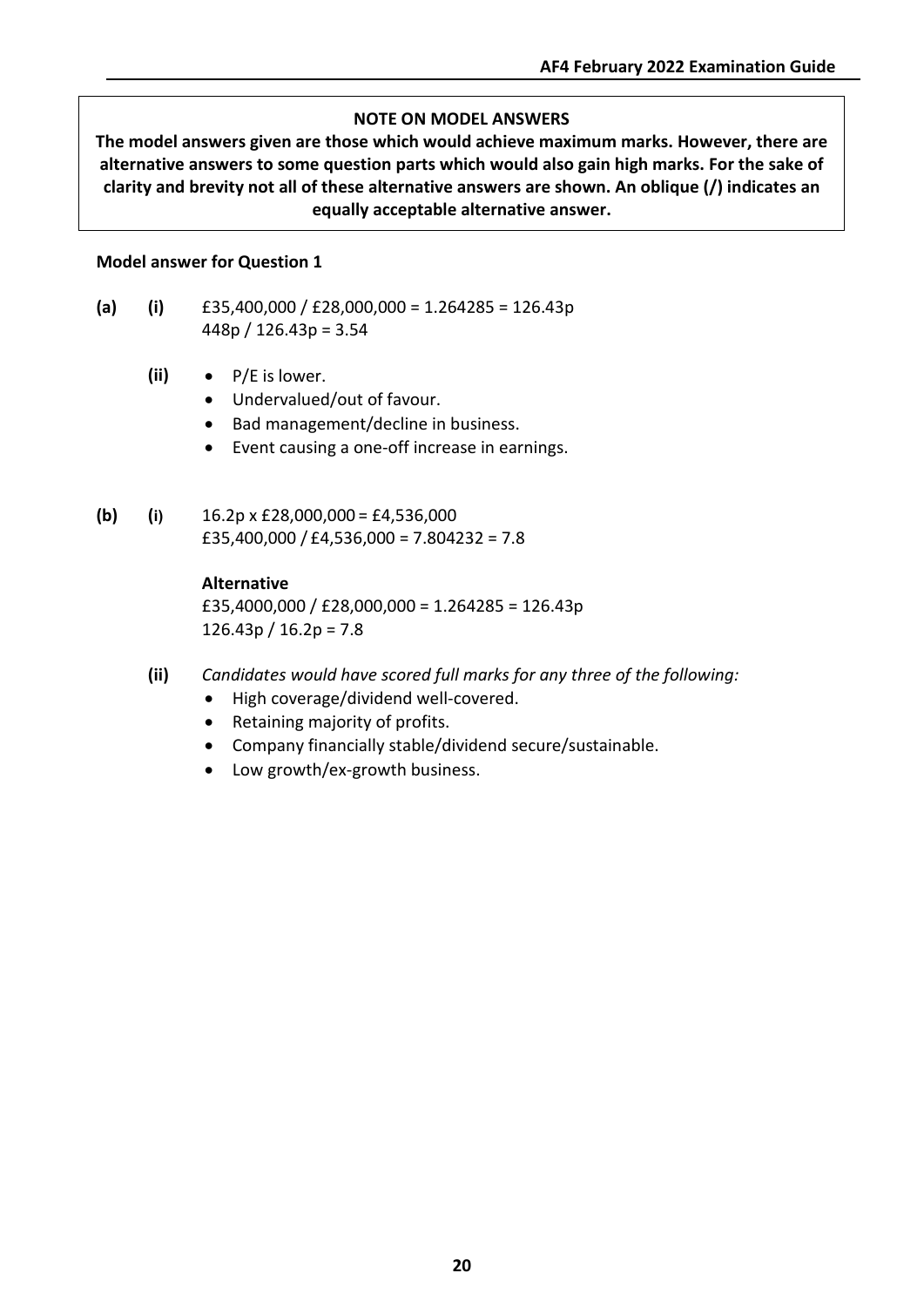**NOTE ON MODEL ANSWERS**

**The model answers given are those which would achieve maximum marks. However, there are alternative answers to some question parts which would also gain high marks. For the sake of clarity and brevity not all of these alternative answers are shown. An oblique (/) indicates an equally acceptable alternative answer.**

**Model answer for Question 1**

**(a)** **(i)** £35,400,000 / £28,000,000 = 1.264285 = 126.43p
448p / 126.43p = 3.54

**(ii)**
- P/E is lower.
- Undervalued/out of favour.
- Bad management/decline in business.
- Event causing a one-off increase in earnings.

**(b)** **(i)** 16.2p x £28,000,000 = £4,536,000
£35,400,000 / £4,536,000 = 7.804232 = 7.8

**Alternative**
£35,4000,000 / £28,000,000 = 1.264285 = 126.43p
126.43p / 16.2p = 7.8

**(ii)** *Candidates would have scored full marks for any three of the following:*
- High coverage/dividend well-covered.
- Retaining majority of profits.
- Company financially stable/dividend secure/sustainable.
- Low growth/ex-growth business.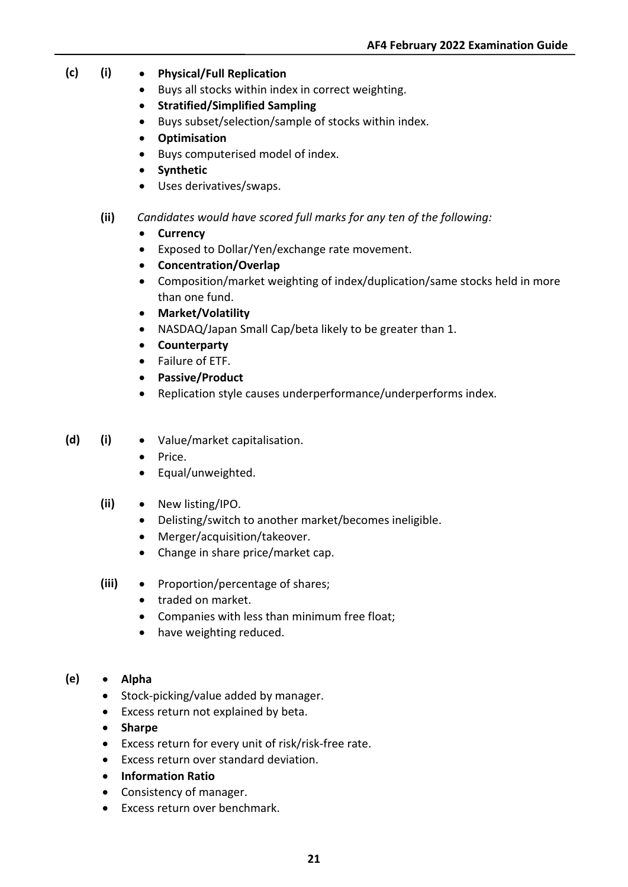**(c)** **(i)**

- **Physical/Full Replication**
- Buys all stocks within index in correct weighting.
- **Stratified/Simplified Sampling**
- Buys subset/selection/sample of stocks within index.
- **Optimisation**
- Buys computerised model of index.
- **Synthetic**
- Uses derivatives/swaps.

**(ii)** *Candidates would have scored full marks for any ten of the following:*

- **Currency**
- Exposed to Dollar/Yen/exchange rate movement.
- **Concentration/Overlap**
- Composition/market weighting of index/duplication/same stocks held in more than one fund.
- **Market/Volatility**
- NASDAQ/Japan Small Cap/beta likely to be greater than 1.
- **Counterparty**
- Failure of ETF.
- **Passive/Product**
- Replication style causes underperformance/underperforms index.

**(d)** **(i)**

- Value/market capitalisation.
- Price.
- Equal/unweighted.

**(ii)**

- New listing/IPO.
- Delisting/switch to another market/becomes ineligible.
- Merger/acquisition/takeover.
- Change in share price/market cap.

**(iii)**

- Proportion/percentage of shares;
- traded on market.
- Companies with less than minimum free float;
- have weighting reduced.

**(e)**

- **Alpha**
- Stock-picking/value added by manager.
- Excess return not explained by beta.
- **Sharpe**
- Excess return for every unit of risk/risk-free rate.
- Excess return over standard deviation.
- **Information Ratio**
- Consistency of manager.
- Excess return over benchmark.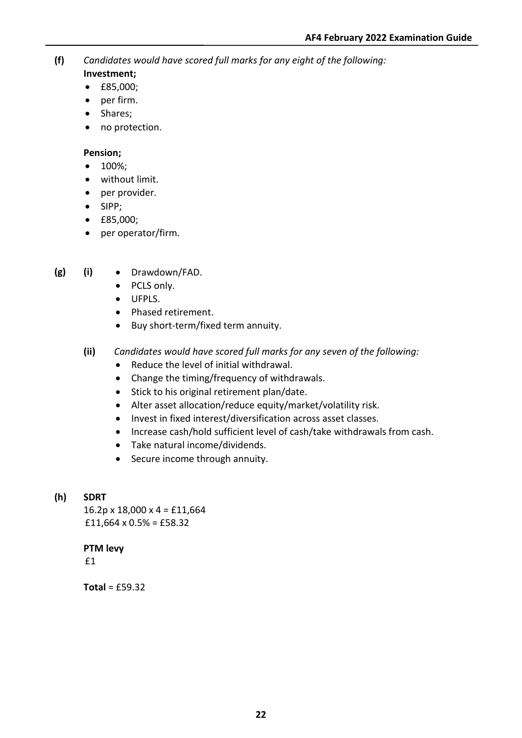**(f)** *Candidates would have scored full marks for any eight of the following:*

**Investment;**

- £85,000;
- per firm.
- Shares;
- no protection.

**Pension;**

- 100%;
- without limit.
- per provider.
- SIPP;
- £85,000;
- per operator/firm.

**(g)** **(i)**

- Drawdown/FAD.
- PCLS only.
- UFPLS.
- Phased retirement.
- Buy short-term/fixed term annuity.

**(ii)** *Candidates would have scored full marks for any seven of the following:*

- Reduce the level of initial withdrawal.
- Change the timing/frequency of withdrawals.
- Stick to his original retirement plan/date.
- Alter asset allocation/reduce equity/market/volatility risk.
- Invest in fixed interest/diversification across asset classes.
- Increase cash/hold sufficient level of cash/take withdrawals from cash.
- Take natural income/dividends.
- Secure income through annuity.

**(h)** **SDRT**

16.2p x 18,000 x 4 = £11,664
£11,664 x 0.5% = £58.32

**PTM levy**

£1

**Total** = £59.32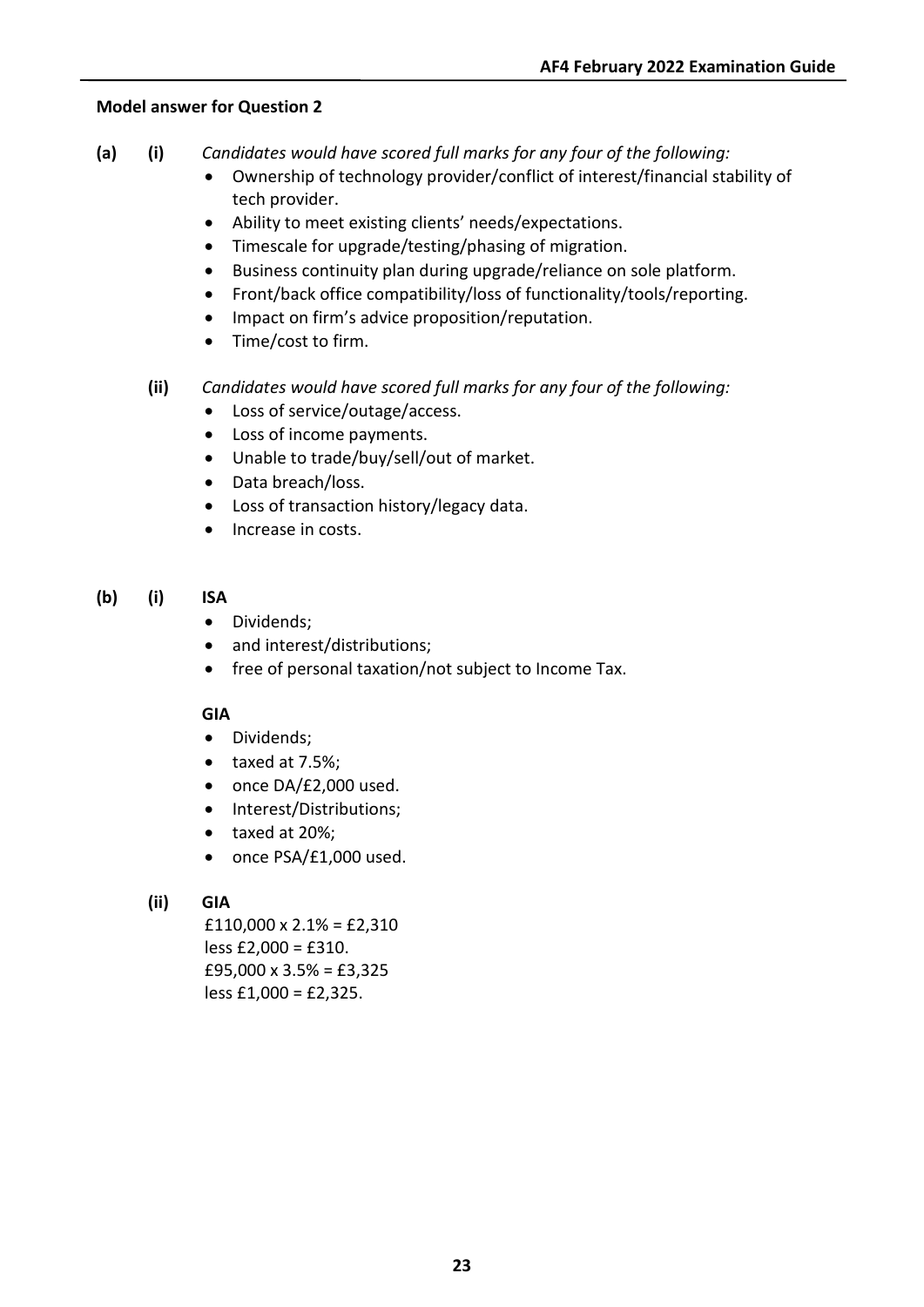**Model answer for Question 2**

**(a)** **(i)** *Candidates would have scored full marks for any four of the following:*

- Ownership of technology provider/conflict of interest/financial stability of tech provider.
- Ability to meet existing clients' needs/expectations.
- Timescale for upgrade/testing/phasing of migration.
- Business continuity plan during upgrade/reliance on sole platform.
- Front/back office compatibility/loss of functionality/tools/reporting.
- Impact on firm's advice proposition/reputation.
- Time/cost to firm.

**(ii)** *Candidates would have scored full marks for any four of the following:*

- Loss of service/outage/access.
- Loss of income payments.
- Unable to trade/buy/sell/out of market.
- Data breach/loss.
- Loss of transaction history/legacy data.
- Increase in costs.

**(b)** **(i)** **ISA**

- Dividends;
- and interest/distributions;
- free of personal taxation/not subject to Income Tax.

**GIA**

- Dividends;
- taxed at 7.5%;
- once DA/£2,000 used.
- Interest/Distributions;
- taxed at 20%;
- once PSA/£1,000 used.

**(ii)** **GIA**

£110,000 x 2.1% = £2,310
less £2,000 = £310.
£95,000 x 3.5% = £3,325
less £1,000 = £2,325.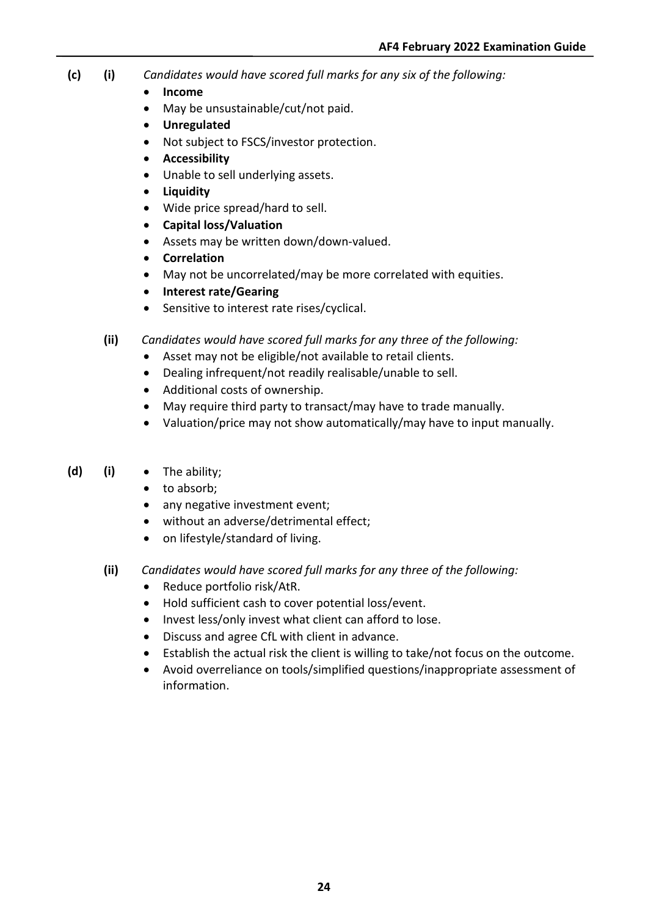**(c) (i)** *Candidates would have scored full marks for any six of the following:*

- **Income**
- May be unsustainable/cut/not paid.
- **Unregulated**
- Not subject to FSCS/investor protection.
- **Accessibility**
- Unable to sell underlying assets.
- **Liquidity**
- Wide price spread/hard to sell.
- **Capital loss/Valuation**
- Assets may be written down/down-valued.
- **Correlation**
- May not be uncorrelated/may be more correlated with equities.
- **Interest rate/Gearing**
- Sensitive to interest rate rises/cyclical.

**(ii)** *Candidates would have scored full marks for any three of the following:*

- Asset may not be eligible/not available to retail clients.
- Dealing infrequent/not readily realisable/unable to sell.
- Additional costs of ownership.
- May require third party to transact/may have to trade manually.
- Valuation/price may not show automatically/may have to input manually.

**(d) (i)**

- The ability;
- to absorb;
- any negative investment event;
- without an adverse/detrimental effect;
- on lifestyle/standard of living.

**(ii)** *Candidates would have scored full marks for any three of the following:*

- Reduce portfolio risk/AtR.
- Hold sufficient cash to cover potential loss/event.
- Invest less/only invest what client can afford to lose.
- Discuss and agree CfL with client in advance.
- Establish the actual risk the client is willing to take/not focus on the outcome.
- Avoid overreliance on tools/simplified questions/inappropriate assessment of information.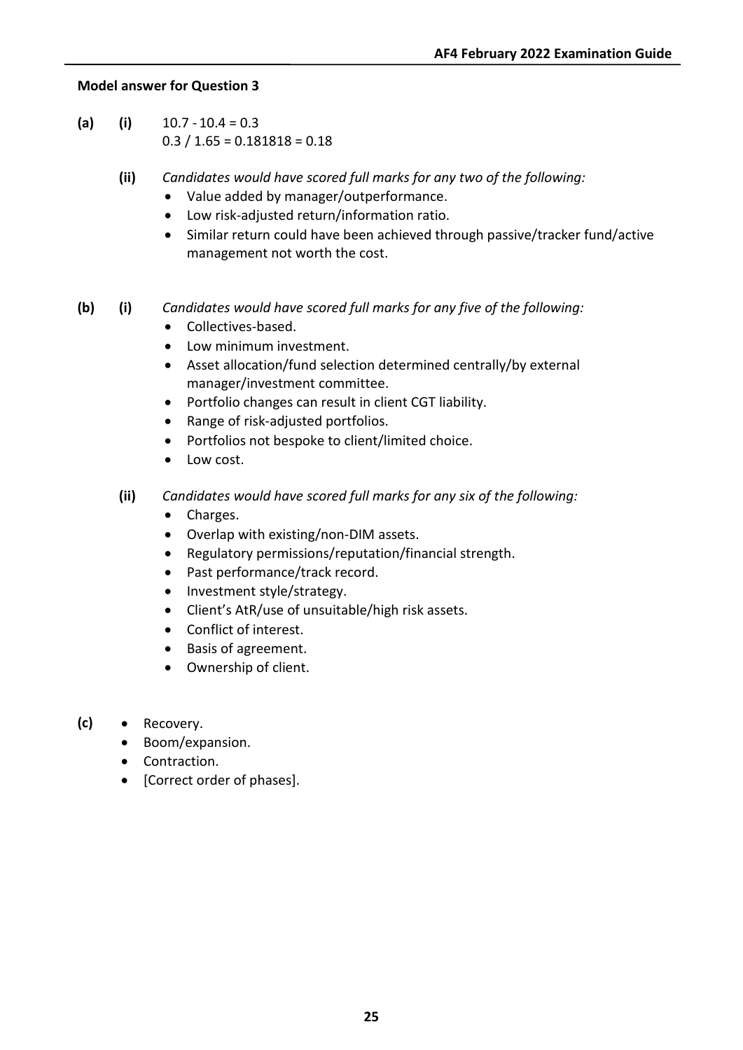**Model answer for Question 3**

**(a)** **(i)** $10.7 - 10.4 = 0.3$
$0.3 / 1.65 = 0.181818 = 0.18$

**(ii)** *Candidates would have scored full marks for any two of the following:*

- Value added by manager/outperformance.
- Low risk-adjusted return/information ratio.
- Similar return could have been achieved through passive/tracker fund/active management not worth the cost.

**(b)** **(i)** *Candidates would have scored full marks for any five of the following:*

- Collectives-based.
- Low minimum investment.
- Asset allocation/fund selection determined centrally/by external manager/investment committee.
- Portfolio changes can result in client CGT liability.
- Range of risk-adjusted portfolios.
- Portfolios not bespoke to client/limited choice.
- Low cost.

**(ii)** *Candidates would have scored full marks for any six of the following:*

- Charges.
- Overlap with existing/non-DIM assets.
- Regulatory permissions/reputation/financial strength.
- Past performance/track record.
- Investment style/strategy.
- Client's AtR/use of unsuitable/high risk assets.
- Conflict of interest.
- Basis of agreement.
- Ownership of client.

**(c)**

- Recovery.
- Boom/expansion.
- Contraction.
- [Correct order of phases].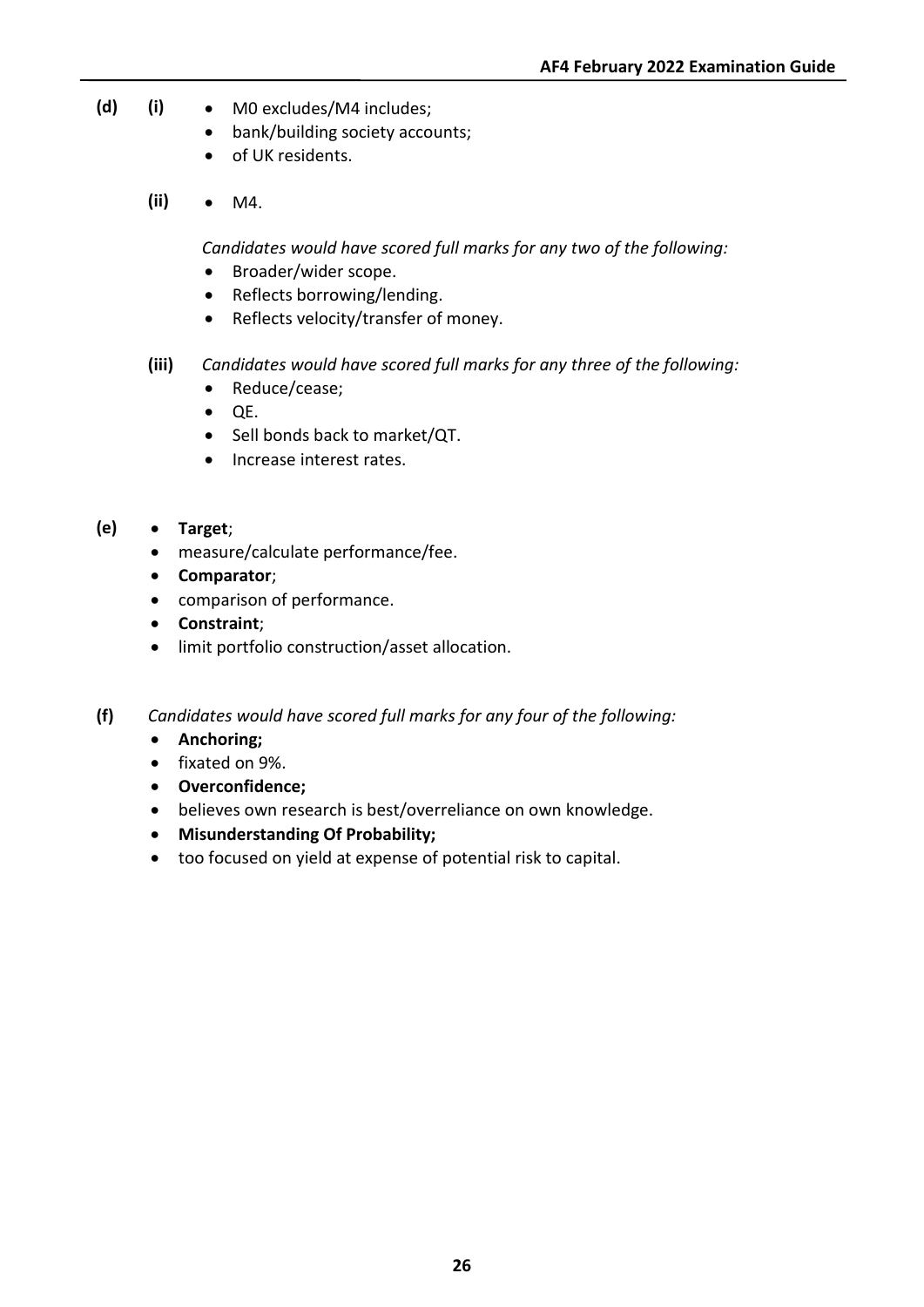**(d)** **(i)**

- M0 excludes/M4 includes;
- bank/building society accounts;
- of UK residents.

**(ii)**

- M4.

*Candidates would have scored full marks for any two of the following:*

- Broader/wider scope.
- Reflects borrowing/lending.
- Reflects velocity/transfer of money.

**(iii)** *Candidates would have scored full marks for any three of the following:*

- Reduce/cease;
- QE.
- Sell bonds back to market/QT.
- Increase interest rates.

**(e)**

- **Target**;
- measure/calculate performance/fee.
- **Comparator**;
- comparison of performance.
- **Constraint**;
- limit portfolio construction/asset allocation.

**(f)** *Candidates would have scored full marks for any four of the following:*

- **Anchoring;**
- fixated on 9%.
- **Overconfidence;**
- believes own research is best/overreliance on own knowledge.
- **Misunderstanding Of Probability;**
- too focused on yield at expense of potential risk to capital.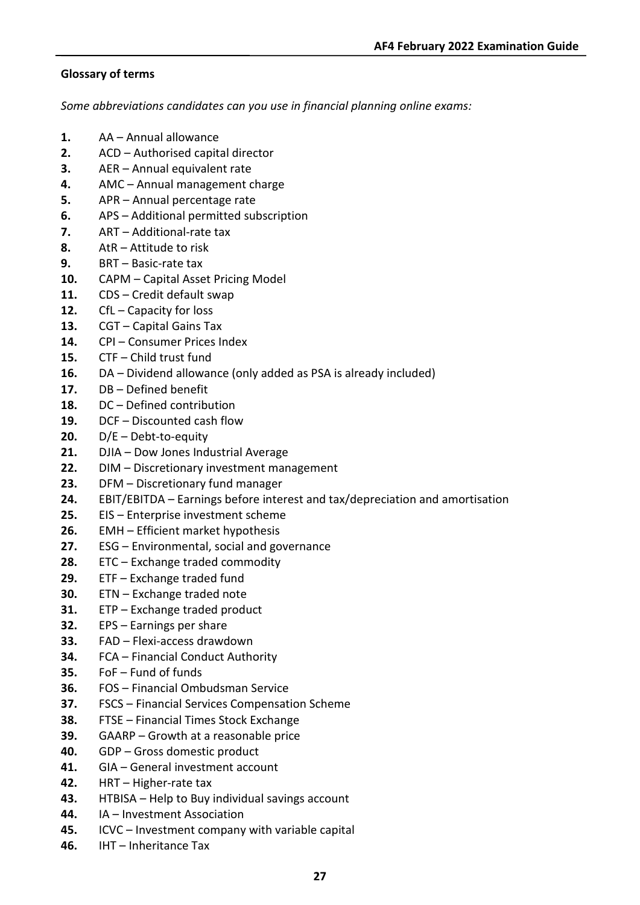**Glossary of terms**

*Some abbreviations candidates can you use in financial planning online exams:*

1. AA – Annual allowance
2. ACD – Authorised capital director
3. AER – Annual equivalent rate
4. AMC – Annual management charge
5. APR – Annual percentage rate
6. APS – Additional permitted subscription
7. ART – Additional-rate tax
8. AtR – Attitude to risk
9. BRT – Basic-rate tax
10. CAPM – Capital Asset Pricing Model
11. CDS – Credit default swap
12. CfL – Capacity for loss
13. CGT – Capital Gains Tax
14. CPI – Consumer Prices Index
15. CTF – Child trust fund
16. DA – Dividend allowance (only added as PSA is already included)
17. DB – Defined benefit
18. DC – Defined contribution
19. DCF – Discounted cash flow
20. D/E – Debt-to-equity
21. DJIA – Dow Jones Industrial Average
22. DIM – Discretionary investment management
23. DFM – Discretionary fund manager
24. EBIT/EBITDA – Earnings before interest and tax/depreciation and amortisation
25. EIS – Enterprise investment scheme
26. EMH – Efficient market hypothesis
27. ESG – Environmental, social and governance
28. ETC – Exchange traded commodity
29. ETF – Exchange traded fund
30. ETN – Exchange traded note
31. ETP – Exchange traded product
32. EPS – Earnings per share
33. FAD – Flexi-access drawdown
34. FCA – Financial Conduct Authority
35. FoF – Fund of funds
36. FOS – Financial Ombudsman Service
37. FSCS – Financial Services Compensation Scheme
38. FTSE – Financial Times Stock Exchange
39. GAARP – Growth at a reasonable price
40. GDP – Gross domestic product
41. GIA – General investment account
42. HRT – Higher-rate tax
43. HTBISA – Help to Buy individual savings account
44. IA – Investment Association
45. ICVC – Investment company with variable capital
46. IHT – Inheritance Tax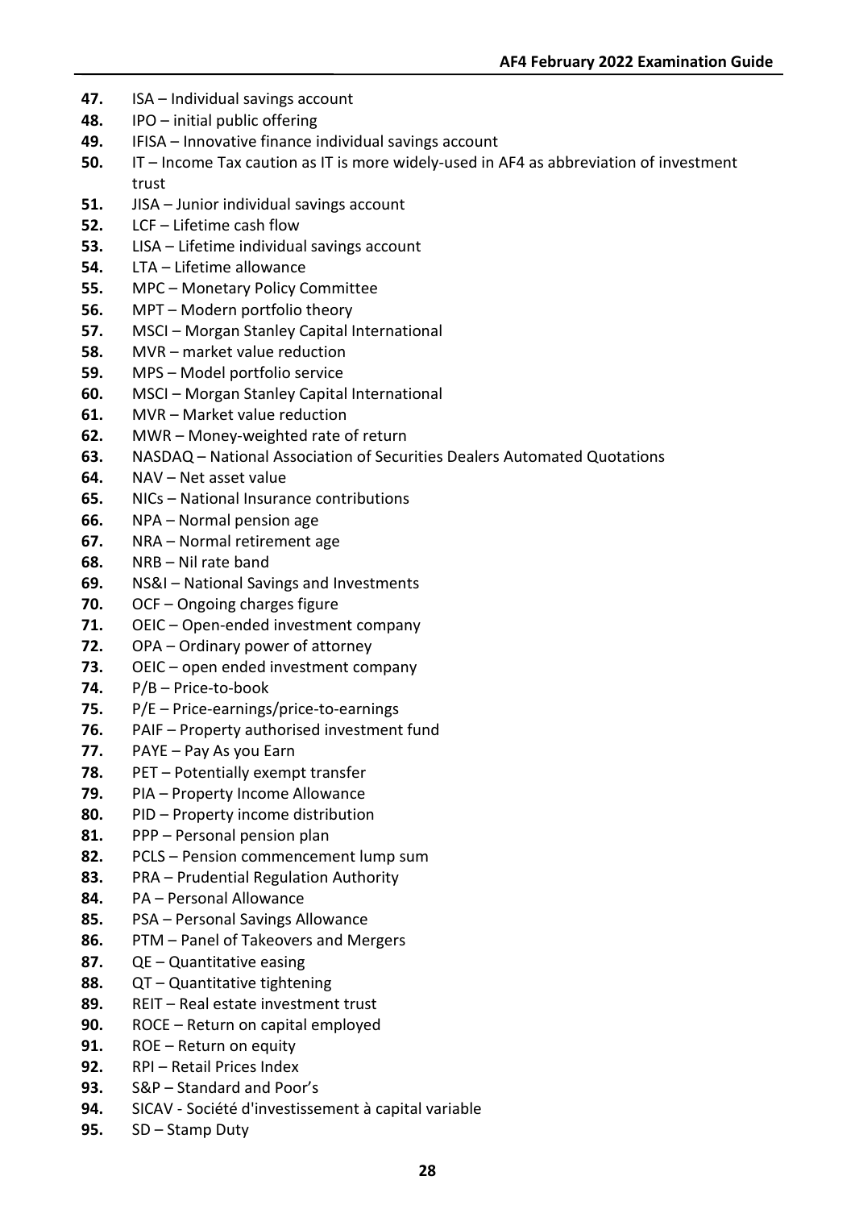47. ISA – Individual savings account
48. IPO – initial public offering
49. IFISA – Innovative finance individual savings account
50. IT – Income Tax caution as IT is more widely-used in AF4 as abbreviation of investment trust
51. JISA – Junior individual savings account
52. LCF – Lifetime cash flow
53. LISA – Lifetime individual savings account
54. LTA – Lifetime allowance
55. MPC – Monetary Policy Committee
56. MPT – Modern portfolio theory
57. MSCI – Morgan Stanley Capital International
58. MVR – market value reduction
59. MPS – Model portfolio service
60. MSCI – Morgan Stanley Capital International
61. MVR – Market value reduction
62. MWR – Money-weighted rate of return
63. NASDAQ – National Association of Securities Dealers Automated Quotations
64. NAV – Net asset value
65. NICs – National Insurance contributions
66. NPA – Normal pension age
67. NRA – Normal retirement age
68. NRB – Nil rate band
69. NS&I – National Savings and Investments
70. OCF – Ongoing charges figure
71. OEIC – Open-ended investment company
72. OPA – Ordinary power of attorney
73. OEIC – open ended investment company
74. P/B – Price-to-book
75. P/E – Price-earnings/price-to-earnings
76. PAIF – Property authorised investment fund
77. PAYE – Pay As you Earn
78. PET – Potentially exempt transfer
79. PIA – Property Income Allowance
80. PID – Property income distribution
81. PPP – Personal pension plan
82. PCLS – Pension commencement lump sum
83. PRA – Prudential Regulation Authority
84. PA – Personal Allowance
85. PSA – Personal Savings Allowance
86. PTM – Panel of Takeovers and Mergers
87. QE – Quantitative easing
88. QT – Quantitative tightening
89. REIT – Real estate investment trust
90. ROCE – Return on capital employed
91. ROE – Return on equity
92. RPI – Retail Prices Index
93. S&P – Standard and Poor's
94. SICAV - Société d'investissement à capital variable
95. SD – Stamp Duty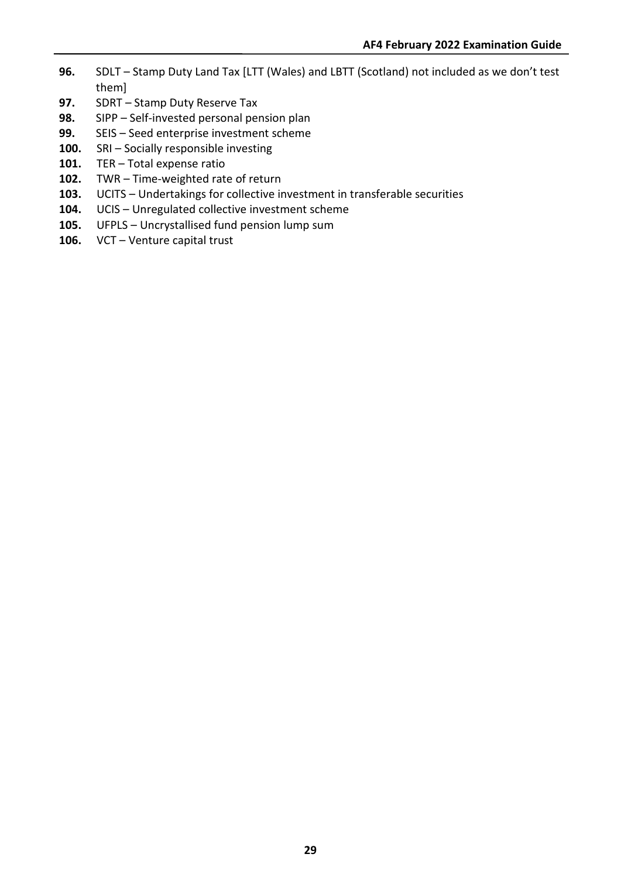96. SDLT – Stamp Duty Land Tax [LTT (Wales) and LBTT (Scotland) not included as we don't test them]
97. SDRT – Stamp Duty Reserve Tax
98. SIPP – Self-invested personal pension plan
99. SEIS – Seed enterprise investment scheme
100. SRI – Socially responsible investing
101. TER – Total expense ratio
102. TWR – Time-weighted rate of return
103. UCITS – Undertakings for collective investment in transferable securities
104. UCIS – Unregulated collective investment scheme
105. UFPLS – Uncrystallised fund pension lump sum
106. VCT – Venture capital trust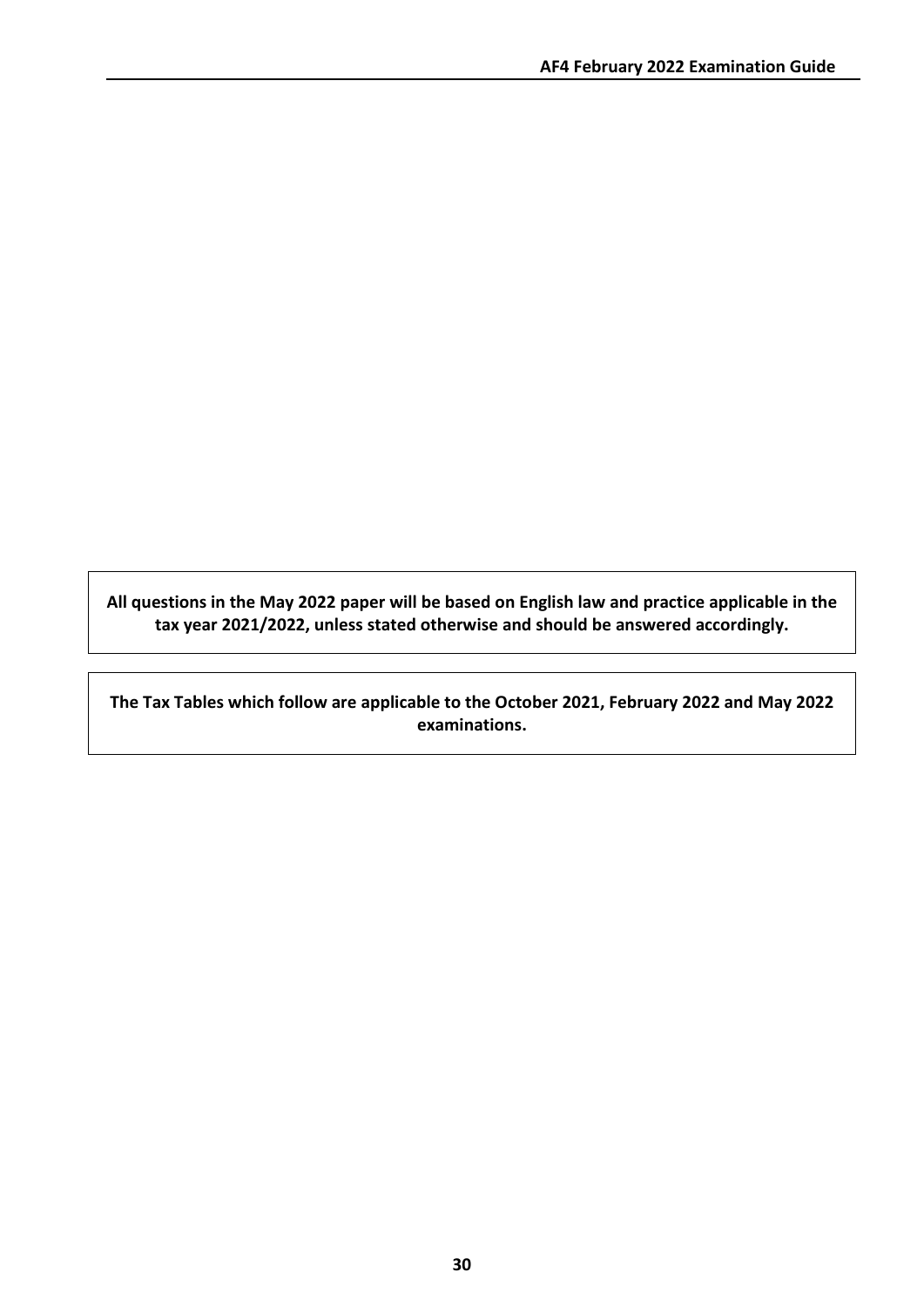**All questions in the May 2022 paper will be based on English law and practice applicable in the tax year 2021/2022, unless stated otherwise and should be answered accordingly.**

**The Tax Tables which follow are applicable to the October 2021, February 2022 and May 2022 examinations.**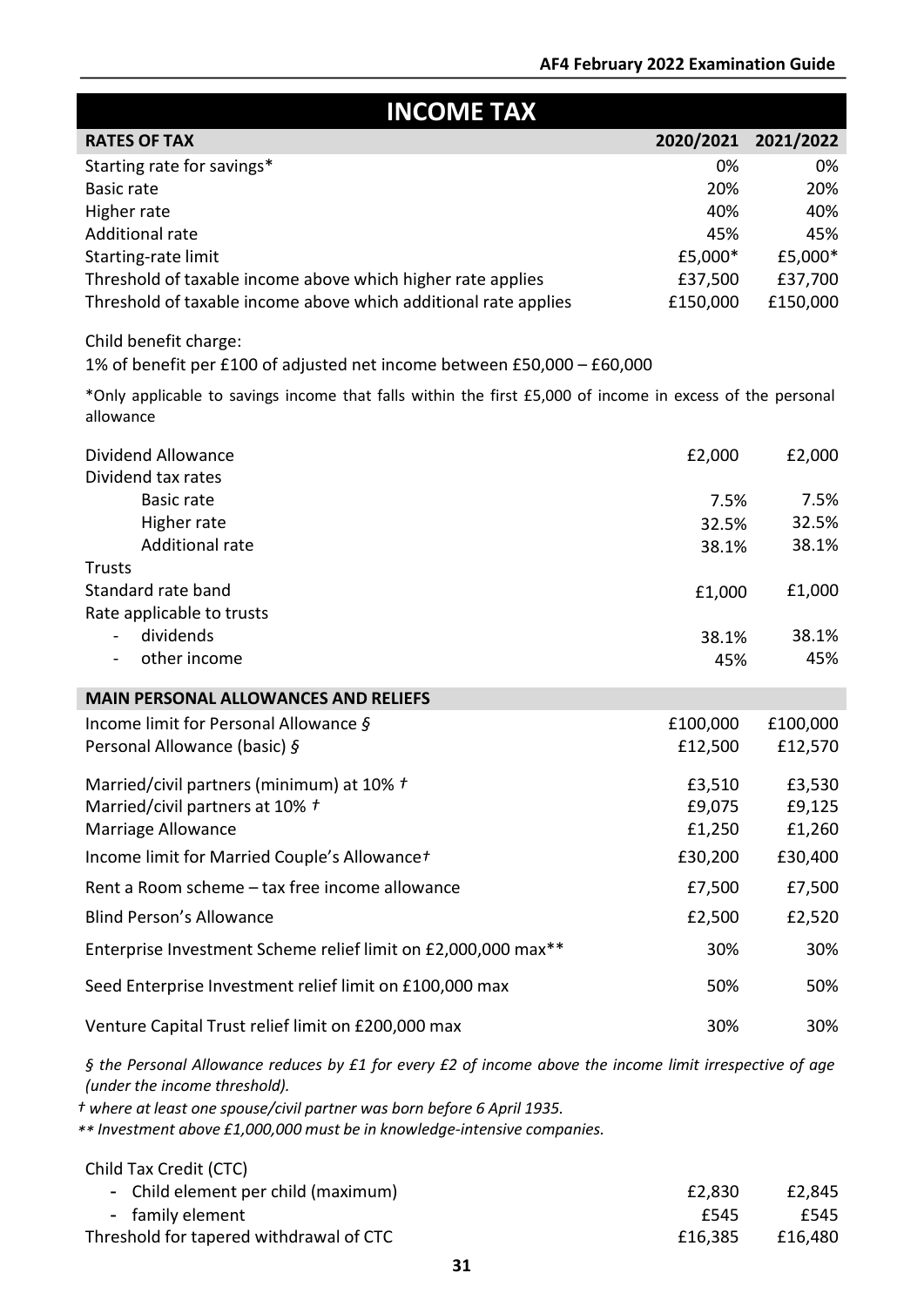# INCOME TAX

| RATES OF TAX | 2020/2021 | 2021/2022 |
|---|---|---|
| Starting rate for savings* | 0% | 0% |
| Basic rate | 20% | 20% |
| Higher rate | 40% | 40% |
| Additional rate | 45% | 45% |
| Starting-rate limit | £5,000* | £5,000* |
| Threshold of taxable income above which higher rate applies | £37,500 | £37,700 |
| Threshold of taxable income above which additional rate applies | £150,000 | £150,000 |

Child benefit charge:
1% of benefit per £100 of adjusted net income between £50,000 – £60,000

*Only applicable to savings income that falls within the first £5,000 of income in excess of the personal allowance

| | 2020/2021 | 2021/2022 |
|---|---|---|
| Dividend Allowance | £2,000 | £2,000 |
| Dividend tax rates | | |
| Basic rate | 7.5% | 7.5% |
| Higher rate | 32.5% | 32.5% |
| Additional rate | 38.1% | 38.1% |
| Trusts | | |
| Standard rate band | £1,000 | £1,000 |
| Rate applicable to trusts | | |
| - dividends | 38.1% | 38.1% |
| - other income | 45% | 45% |

| MAIN PERSONAL ALLOWANCES AND RELIEFS | 2020/2021 | 2021/2022 |
|---|---|---|
| Income limit for Personal Allowance § | £100,000 | £100,000 |
| Personal Allowance (basic) § | £12,500 | £12,570 |
| Married/civil partners (minimum) at 10% † | £3,510 | £3,530 |
| Married/civil partners at 10% † | £9,075 | £9,125 |
| Marriage Allowance | £1,250 | £1,260 |
| Income limit for Married Couple's Allowance† | £30,200 | £30,400 |
| Rent a Room scheme – tax free income allowance | £7,500 | £7,500 |
| Blind Person's Allowance | £2,500 | £2,520 |
| Enterprise Investment Scheme relief limit on £2,000,000 max** | 30% | 30% |
| Seed Enterprise Investment relief limit on £100,000 max | 50% | 50% |
| Venture Capital Trust relief limit on £200,000 max | 30% | 30% |

*§ the Personal Allowance reduces by £1 for every £2 of income above the income limit irrespective of age (under the income threshold).*

*† where at least one spouse/civil partner was born before 6 April 1935.*

*\*\* Investment above £1,000,000 must be in knowledge-intensive companies.*

| | 2020/2021 | 2021/2022 |
|---|---|---|
| Child Tax Credit (CTC) | | |
| - Child element per child (maximum) | £2,830 | £2,845 |
| - family element | £545 | £545 |
| Threshold for tapered withdrawal of CTC | £16,385 | £16,480 |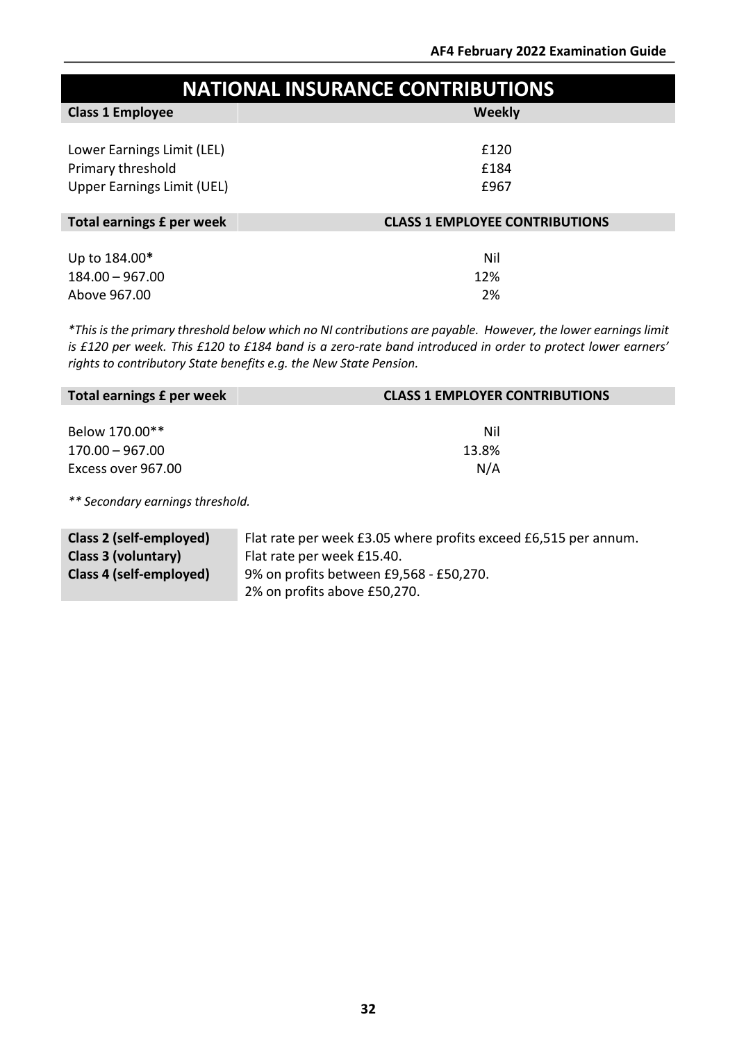# NATIONAL INSURANCE CONTRIBUTIONS

| Class 1 Employee | Weekly |
|---|---|
| Lower Earnings Limit (LEL) | £120 |
| Primary threshold | £184 |
| Upper Earnings Limit (UEL) | £967 |

| Total earnings £ per week | CLASS 1 EMPLOYEE CONTRIBUTIONS |
|---|---|
| Up to 184.00* | Nil |
| 184.00 – 967.00 | 12% |
| Above 967.00 | 2% |

*\*This is the primary threshold below which no NI contributions are payable. However, the lower earnings limit is £120 per week. This £120 to £184 band is a zero-rate band introduced in order to protect lower earners' rights to contributory State benefits e.g. the New State Pension.*

| Total earnings £ per week | CLASS 1 EMPLOYER CONTRIBUTIONS |
|---|---|
| Below 170.00** | Nil |
| 170.00 – 967.00 | 13.8% |
| Excess over 967.00 | N/A |

*\*\* Secondary earnings threshold.*

| | |
|---|---|
| **Class 2 (self-employed)** | Flat rate per week £3.05 where profits exceed £6,515 per annum. |
| **Class 3 (voluntary)** | Flat rate per week £15.40. |
| **Class 4 (self-employed)** | 9% on profits between £9,568 - £50,270.<br>2% on profits above £50,270. |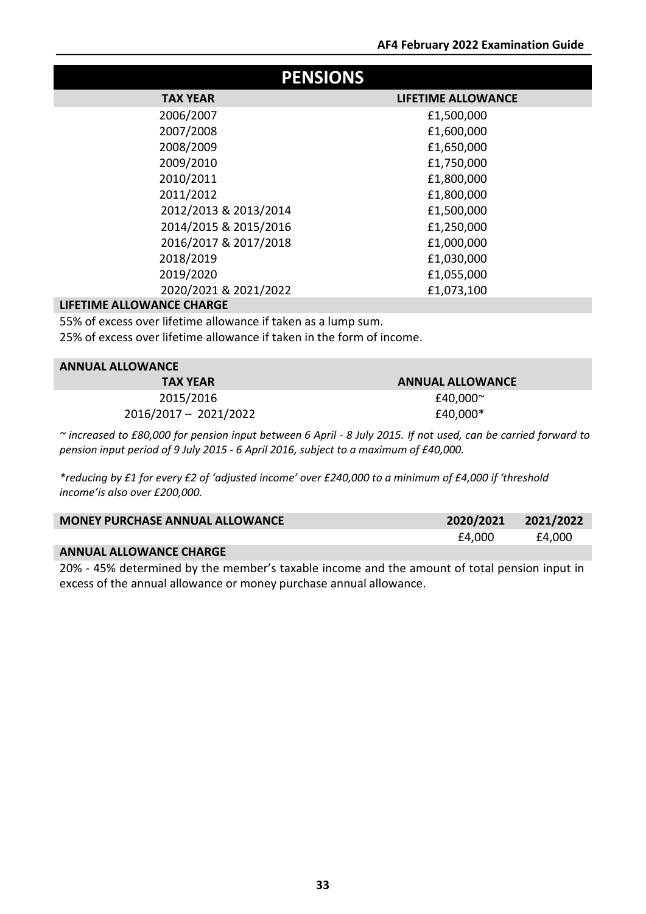# PENSIONS

| TAX YEAR | LIFETIME ALLOWANCE |
|---|---|
| 2006/2007 | £1,500,000 |
| 2007/2008 | £1,600,000 |
| 2008/2009 | £1,650,000 |
| 2009/2010 | £1,750,000 |
| 2010/2011 | £1,800,000 |
| 2011/2012 | £1,800,000 |
| 2012/2013 & 2013/2014 | £1,500,000 |
| 2014/2015 & 2015/2016 | £1,250,000 |
| 2016/2017 & 2017/2018 | £1,000,000 |
| 2018/2019 | £1,030,000 |
| 2019/2020 | £1,055,000 |
| 2020/2021 & 2021/2022 | £1,073,100 |

**LIFETIME ALLOWANCE CHARGE**

55% of excess over lifetime allowance if taken as a lump sum.

25% of excess over lifetime allowance if taken in the form of income.

**ANNUAL ALLOWANCE**

| TAX YEAR | ANNUAL ALLOWANCE |
|---|---|
| 2015/2016 | £40,000~ |
| 2016/2017 – 2021/2022 | £40,000* |

*~ increased to £80,000 for pension input between 6 April - 8 July 2015. If not used, can be carried forward to pension input period of 9 July 2015 - 6 April 2016, subject to a maximum of £40,000.*

*\*reducing by £1 for every £2 of 'adjusted income' over £240,000 to a minimum of £4,000 if 'threshold income'is also over £200,000.*

| MONEY PURCHASE ANNUAL ALLOWANCE | 2020/2021 | 2021/2022 |
|---|---|---|
| | £4,000 | £4,000 |

**ANNUAL ALLOWANCE CHARGE**

20% - 45% determined by the member's taxable income and the amount of total pension input in excess of the annual allowance or money purchase annual allowance.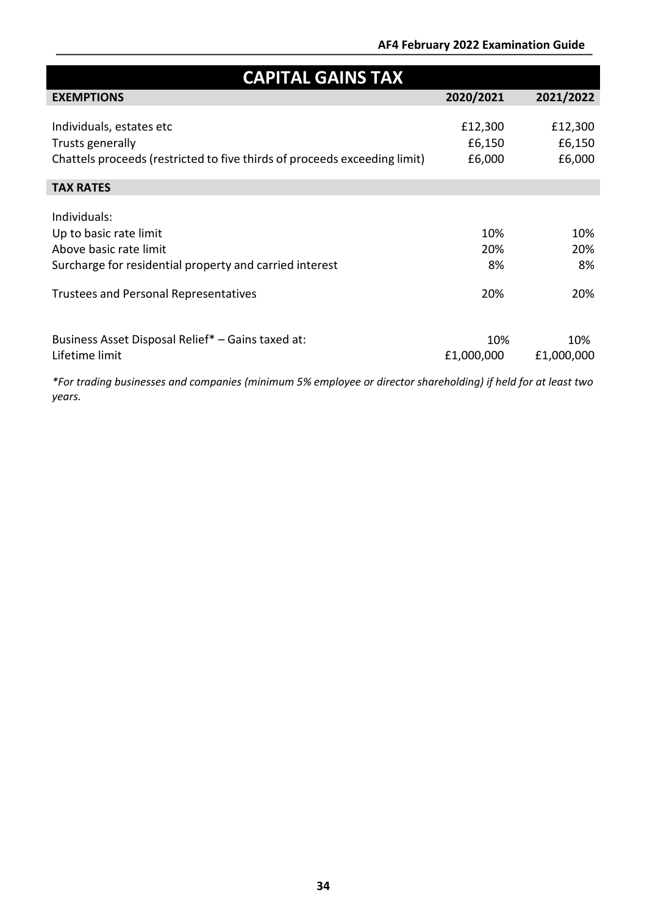# CAPITAL GAINS TAX

| EXEMPTIONS | 2020/2021 | 2021/2022 |
|---|---|---|
| Individuals, estates etc | £12,300 | £12,300 |
| Trusts generally | £6,150 | £6,150 |
| Chattels proceeds (restricted to five thirds of proceeds exceeding limit) | £6,000 | £6,000 |

| TAX RATES | | |
|---|---|---|
| Individuals: | | |
| Up to basic rate limit | 10% | 10% |
| Above basic rate limit | 20% | 20% |
| Surcharge for residential property and carried interest | 8% | 8% |
| Trustees and Personal Representatives | 20% | 20% |
| Business Asset Disposal Relief* – Gains taxed at: | 10% | 10% |
| Lifetime limit | £1,000,000 | £1,000,000 |

*\*For trading businesses and companies (minimum 5% employee or director shareholding) if held for at least two years.*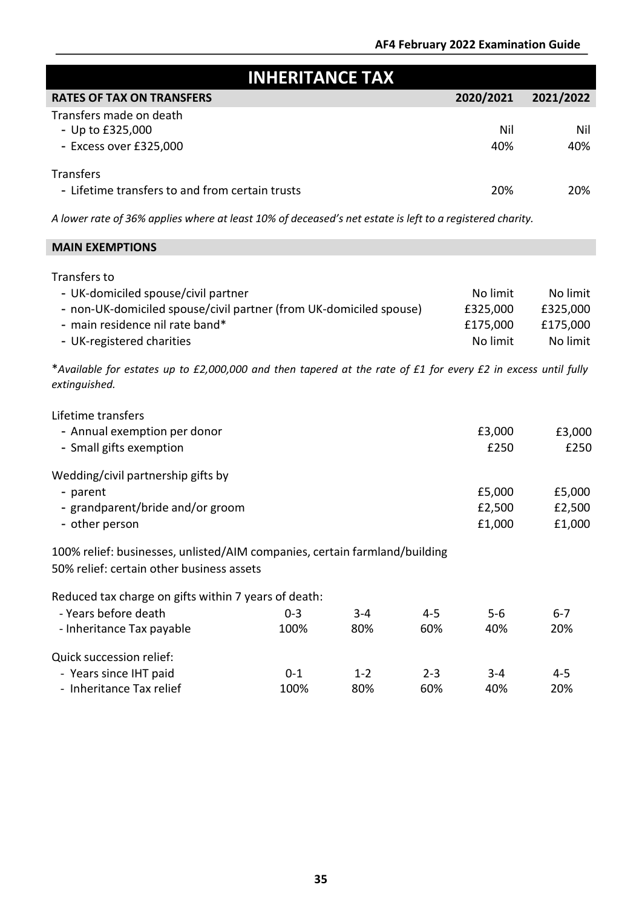# INHERITANCE TAX

| RATES OF TAX ON TRANSFERS | 2020/2021 | 2021/2022 |
|---|---|---|
| Transfers made on death | | |
| - Up to £325,000 | Nil | Nil |
| - Excess over £325,000 | 40% | 40% |
| Transfers | | |
| - Lifetime transfers to and from certain trusts | 20% | 20% |

*A lower rate of 36% applies where at least 10% of deceased's net estate is left to a registered charity.*

| MAIN EXEMPTIONS | | |
|---|---|---|
| Transfers to | | |
| - UK-domiciled spouse/civil partner | No limit | No limit |
| - non-UK-domiciled spouse/civil partner (from UK-domiciled spouse) | £325,000 | £325,000 |
| - main residence nil rate band* | £175,000 | £175,000 |
| - UK-registered charities | No limit | No limit |

**Available for estates up to £2,000,000 and then tapered at the rate of £1 for every £2 in excess until fully extinguished.*

| | | |
|---|---|---|
| Lifetime transfers | | |
| - Annual exemption per donor | £3,000 | £3,000 |
| - Small gifts exemption | £250 | £250 |
| Wedding/civil partnership gifts by | | |
| - parent | £5,000 | £5,000 |
| - grandparent/bride and/or groom | £2,500 | £2,500 |
| - other person | £1,000 | £1,000 |

100% relief: businesses, unlisted/AIM companies, certain farmland/building
50% relief: certain other business assets

Reduced tax charge on gifts within 7 years of death:

| - Years before death | 0-3 | 3-4 | 4-5 | 5-6 | 6-7 |
|---|---|---|---|---|---|
| - Inheritance Tax payable | 100% | 80% | 60% | 40% | 20% |

Quick succession relief:

| - Years since IHT paid | 0-1 | 1-2 | 2-3 | 3-4 | 4-5 |
|---|---|---|---|---|---|
| - Inheritance Tax relief | 100% | 80% | 60% | 40% | 20% |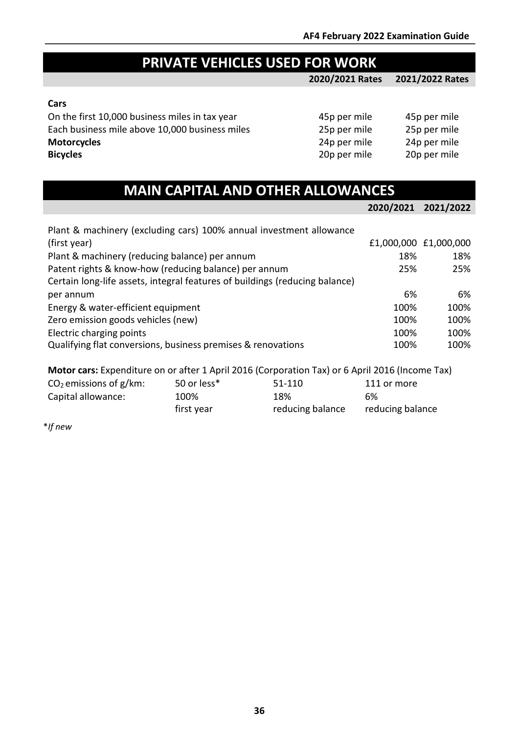## PRIVATE VEHICLES USED FOR WORK

| | 2020/2021 Rates | 2021/2022 Rates |
|---|---|---|
| **Cars** | | |
| On the first 10,000 business miles in tax year | 45p per mile | 45p per mile |
| Each business mile above 10,000 business miles | 25p per mile | 25p per mile |
| **Motorcycles** | 24p per mile | 24p per mile |
| **Bicycles** | 20p per mile | 20p per mile |

## MAIN CAPITAL AND OTHER ALLOWANCES

| | 2020/2021 | 2021/2022 |
|---|---|---|
| Plant & machinery (excluding cars) 100% annual investment allowance (first year) | £1,000,000 | £1,000,000 |
| Plant & machinery (reducing balance) per annum | 18% | 18% |
| Patent rights & know-how (reducing balance) per annum | 25% | 25% |
| Certain long-life assets, integral features of buildings (reducing balance) per annum | 6% | 6% |
| Energy & water-efficient equipment | 100% | 100% |
| Zero emission goods vehicles (new) | 100% | 100% |
| Electric charging points | 100% | 100% |
| Qualifying flat conversions, business premises & renovations | 100% | 100% |

**Motor cars:** Expenditure on or after 1 April 2016 (Corporation Tax) or 6 April 2016 (Income Tax)

| $CO_2$ emissions of g/km: | 50 or less* | 51-110 | 111 or more |
|---|---|---|---|
| Capital allowance: | 100% first year | 18% reducing balance | 6% reducing balance |

**If new*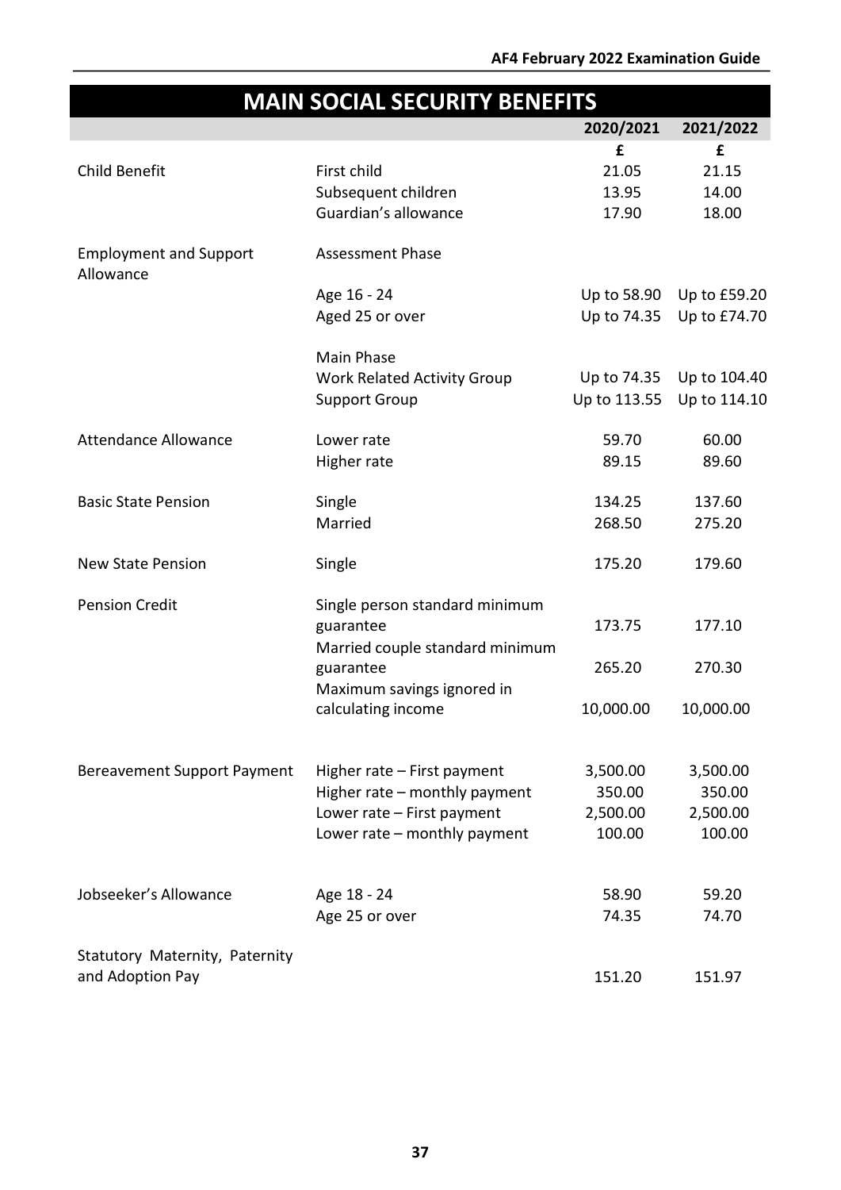# MAIN SOCIAL SECURITY BENEFITS

| | | 2020/2021 | 2021/2022 |
|---|---|---|---|
| | | £ | £ |
| Child Benefit | First child | 21.05 | 21.15 |
| | Subsequent children | 13.95 | 14.00 |
| | Guardian's allowance | 17.90 | 18.00 |
| Employment and Support Allowance | Assessment Phase | | |
| | Age 16 - 24 | Up to 58.90 | Up to £59.20 |
| | Aged 25 or over | Up to 74.35 | Up to £74.70 |
| | Main Phase | | |
| | Work Related Activity Group | Up to 74.35 | Up to 104.40 |
| | Support Group | Up to 113.55 | Up to 114.10 |
| Attendance Allowance | Lower rate | 59.70 | 60.00 |
| | Higher rate | 89.15 | 89.60 |
| Basic State Pension | Single | 134.25 | 137.60 |
| | Married | 268.50 | 275.20 |
| New State Pension | Single | 175.20 | 179.60 |
| Pension Credit | Single person standard minimum guarantee | 173.75 | 177.10 |
| | Married couple standard minimum guarantee | 265.20 | 270.30 |
| | Maximum savings ignored in calculating income | 10,000.00 | 10,000.00 |
| Bereavement Support Payment | Higher rate – First payment | 3,500.00 | 3,500.00 |
| | Higher rate – monthly payment | 350.00 | 350.00 |
| | Lower rate – First payment | 2,500.00 | 2,500.00 |
| | Lower rate – monthly payment | 100.00 | 100.00 |
| Jobseeker's Allowance | Age 18 - 24 | 58.90 | 59.20 |
| | Age 25 or over | 74.35 | 74.70 |
| Statutory Maternity, Paternity and Adoption Pay | | 151.20 | 151.97 |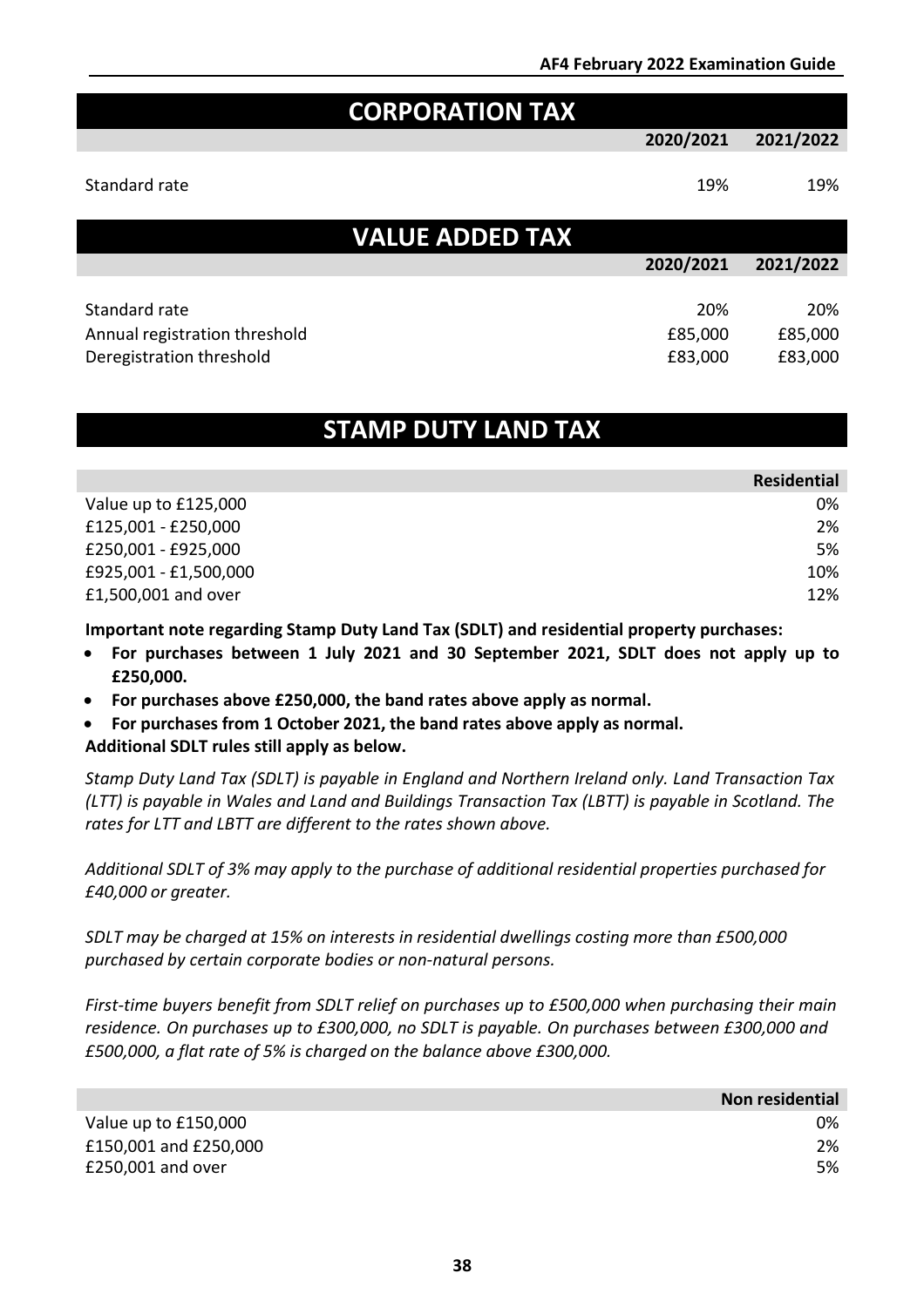## CORPORATION TAX

| | 2020/2021 | 2021/2022 |
|---|---|---|
| Standard rate | 19% | 19% |

## VALUE ADDED TAX

| | 2020/2021 | 2021/2022 |
|---|---|---|
| Standard rate | 20% | 20% |
| Annual registration threshold | £85,000 | £85,000 |
| Deregistration threshold | £83,000 | £83,000 |

## STAMP DUTY LAND TAX

| | Residential |
|---|---|
| Value up to £125,000 | 0% |
| £125,001 - £250,000 | 2% |
| £250,001 - £925,000 | 5% |
| £925,001 - £1,500,000 | 10% |
| £1,500,001 and over | 12% |

**Important note regarding Stamp Duty Land Tax (SDLT) and residential property purchases:**

- **For purchases between 1 July 2021 and 30 September 2021, SDLT does not apply up to £250,000.**
- **For purchases above £250,000, the band rates above apply as normal.**
- **For purchases from 1 October 2021, the band rates above apply as normal.**

**Additional SDLT rules still apply as below.**

*Stamp Duty Land Tax (SDLT) is payable in England and Northern Ireland only. Land Transaction Tax (LTT) is payable in Wales and Land and Buildings Transaction Tax (LBTT) is payable in Scotland. The rates for LTT and LBTT are different to the rates shown above.*

*Additional SDLT of 3% may apply to the purchase of additional residential properties purchased for £40,000 or greater.*

*SDLT may be charged at 15% on interests in residential dwellings costing more than £500,000 purchased by certain corporate bodies or non-natural persons.*

*First-time buyers benefit from SDLT relief on purchases up to £500,000 when purchasing their main residence. On purchases up to £300,000, no SDLT is payable. On purchases between £300,000 and £500,000, a flat rate of 5% is charged on the balance above £300,000.*

| | Non residential |
|---|---|
| Value up to £150,000 | 0% |
| £150,001 and £250,000 | 2% |
| £250,001 and over | 5% |